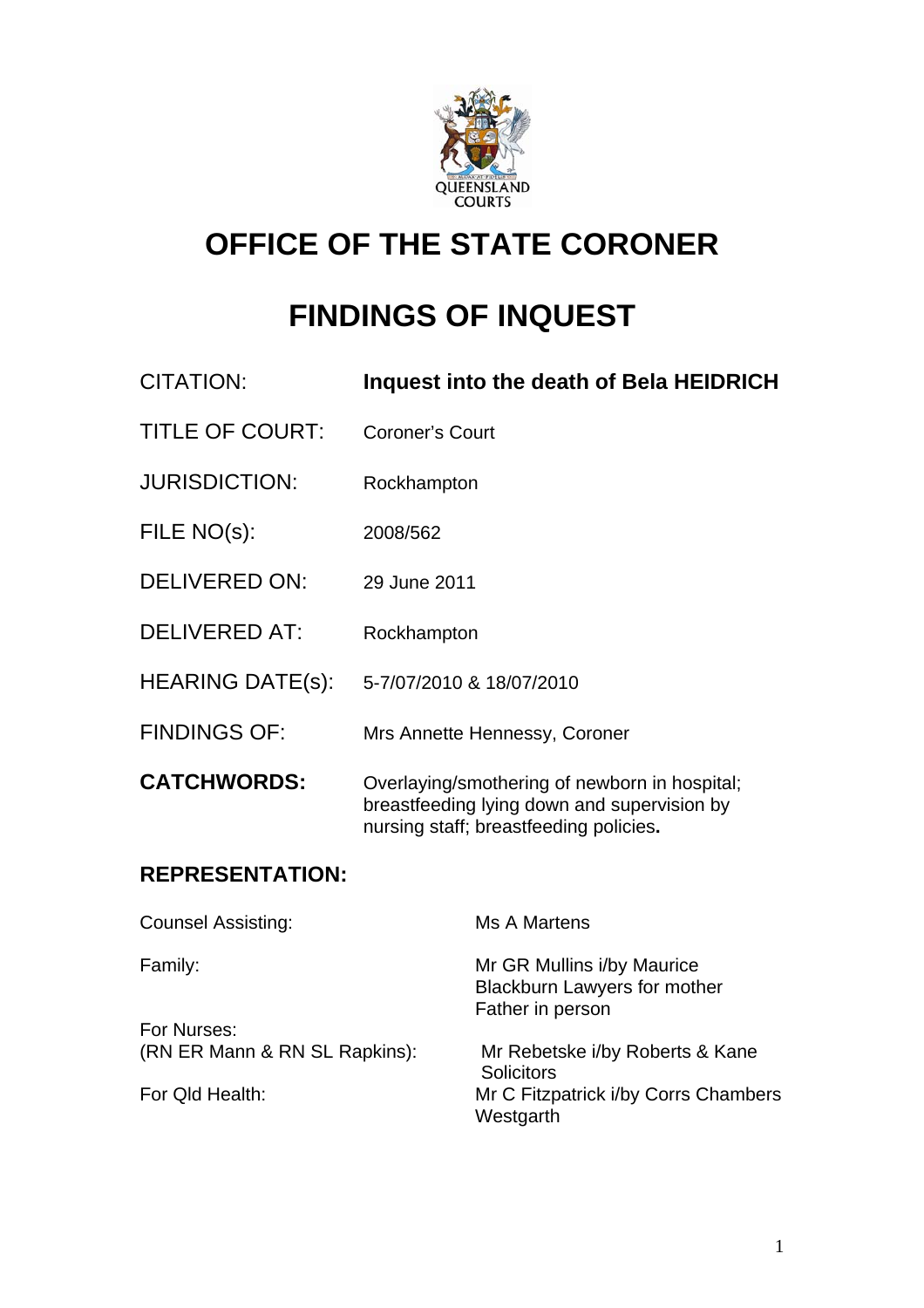QUEENSLAND COURTS

# OFFICE OF THE STATE CORONER

# FINDINGS OF INQUEST

| | |
|---|---|
| CITATION: | **Inquest into the death of Bela HEIDRICH** |
| TITLE OF COURT: | Coroner's Court |
| JURISDICTION: | Rockhampton |
| FILE NO(s): | 2008/562 |
| DELIVERED ON: | 29 June 2011 |
| DELIVERED AT: | Rockhampton |
| HEARING DATE(s): | 5-7/07/2010 & 18/07/2010 |
| FINDINGS OF: | Mrs Annette Hennessy, Coroner |
| **CATCHWORDS:** | Overlaying/smothering of newborn in hospital; breastfeeding lying down and supervision by nursing staff; breastfeeding policies**.** |

**REPRESENTATION:**

| | |
|---|---|
| Counsel Assisting: | Ms A Martens |
| Family: | Mr GR Mullins i/by Maurice Blackburn Lawyers for mother<br>Father in person |
| For Nurses:<br>(RN ER Mann & RN SL Rapkins): | Mr Rebetske i/by Roberts & Kane Solicitors |
| For Qld Health: | Mr C Fitzpatrick i/by Corrs Chambers Westgarth |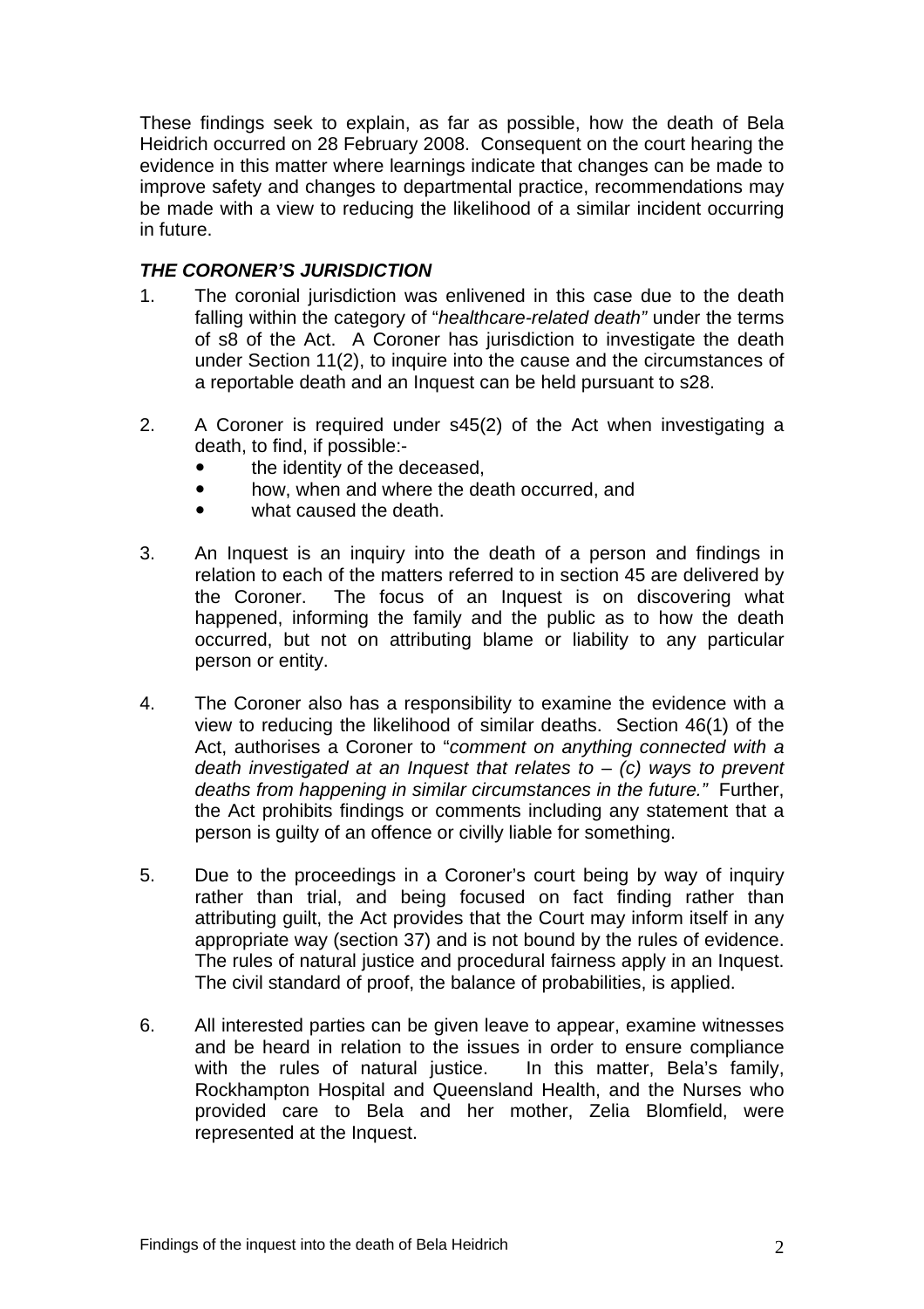These findings seek to explain, as far as possible, how the death of Bela Heidrich occurred on 28 February 2008. Consequent on the court hearing the evidence in this matter where learnings indicate that changes can be made to improve safety and changes to departmental practice, recommendations may be made with a view to reducing the likelihood of a similar incident occurring in future.

## *THE CORONER'S JURISDICTION*

1. The coronial jurisdiction was enlivened in this case due to the death falling within the category of "*healthcare-related death"* under the terms of s8 of the Act. A Coroner has jurisdiction to investigate the death under Section 11(2), to inquire into the cause and the circumstances of a reportable death and an Inquest can be held pursuant to s28.

2. A Coroner is required under s45(2) of the Act when investigating a death, to find, if possible:-
   - the identity of the deceased,
   - how, when and where the death occurred, and
   - what caused the death.

3. An Inquest is an inquiry into the death of a person and findings in relation to each of the matters referred to in section 45 are delivered by the Coroner. The focus of an Inquest is on discovering what happened, informing the family and the public as to how the death occurred, but not on attributing blame or liability to any particular person or entity.

4. The Coroner also has a responsibility to examine the evidence with a view to reducing the likelihood of similar deaths. Section 46(1) of the Act, authorises a Coroner to "*comment on anything connected with a death investigated at an Inquest that relates to – (c) ways to prevent deaths from happening in similar circumstances in the future."* Further, the Act prohibits findings or comments including any statement that a person is guilty of an offence or civilly liable for something.

5. Due to the proceedings in a Coroner's court being by way of inquiry rather than trial, and being focused on fact finding rather than attributing guilt, the Act provides that the Court may inform itself in any appropriate way (section 37) and is not bound by the rules of evidence. The rules of natural justice and procedural fairness apply in an Inquest. The civil standard of proof, the balance of probabilities, is applied.

6. All interested parties can be given leave to appear, examine witnesses and be heard in relation to the issues in order to ensure compliance with the rules of natural justice. In this matter, Bela's family, Rockhampton Hospital and Queensland Health, and the Nurses who provided care to Bela and her mother, Zelia Blomfield, were represented at the Inquest.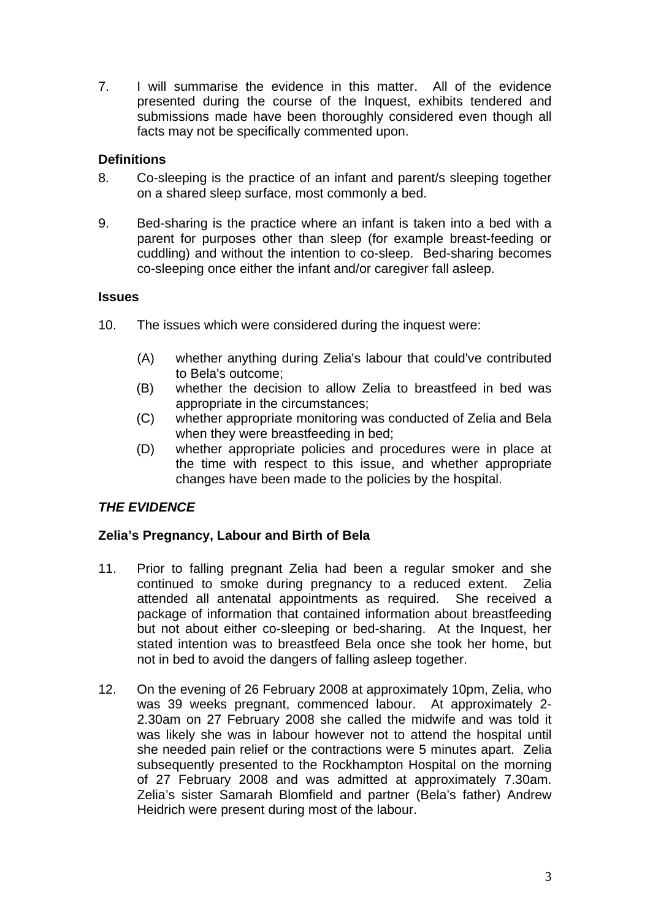7. I will summarise the evidence in this matter. All of the evidence presented during the course of the Inquest, exhibits tendered and submissions made have been thoroughly considered even though all facts may not be specifically commented upon.

**Definitions**

8. Co-sleeping is the practice of an infant and parent/s sleeping together on a shared sleep surface, most commonly a bed.

9. Bed-sharing is the practice where an infant is taken into a bed with a parent for purposes other than sleep (for example breast-feeding or cuddling) and without the intention to co-sleep. Bed-sharing becomes co-sleeping once either the infant and/or caregiver fall asleep.

**Issues**

10. The issues which were considered during the inquest were:

    (A) whether anything during Zelia's labour that could've contributed to Bela's outcome;
    (B) whether the decision to allow Zelia to breastfeed in bed was appropriate in the circumstances;
    (C) whether appropriate monitoring was conducted of Zelia and Bela when they were breastfeeding in bed;
    (D) whether appropriate policies and procedures were in place at the time with respect to this issue, and whether appropriate changes have been made to the policies by the hospital.

***THE EVIDENCE***

**Zelia's Pregnancy, Labour and Birth of Bela**

11. Prior to falling pregnant Zelia had been a regular smoker and she continued to smoke during pregnancy to a reduced extent. Zelia attended all antenatal appointments as required. She received a package of information that contained information about breastfeeding but not about either co-sleeping or bed-sharing. At the Inquest, her stated intention was to breastfeed Bela once she took her home, but not in bed to avoid the dangers of falling asleep together.

12. On the evening of 26 February 2008 at approximately 10pm, Zelia, who was 39 weeks pregnant, commenced labour. At approximately 2-2.30am on 27 February 2008 she called the midwife and was told it was likely she was in labour however not to attend the hospital until she needed pain relief or the contractions were 5 minutes apart. Zelia subsequently presented to the Rockhampton Hospital on the morning of 27 February 2008 and was admitted at approximately 7.30am. Zelia's sister Samarah Blomfield and partner (Bela's father) Andrew Heidrich were present during most of the labour.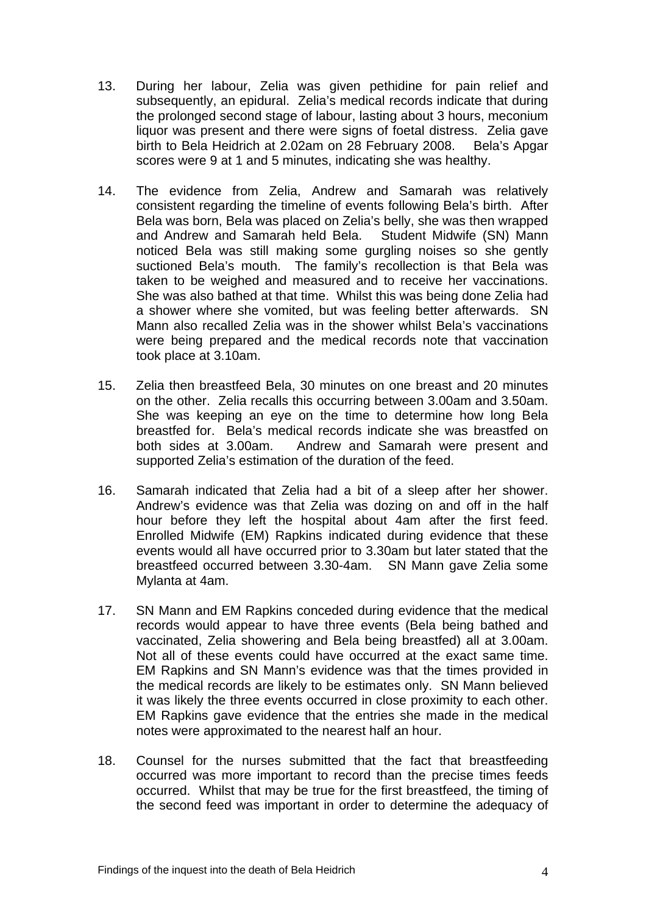13. During her labour, Zelia was given pethidine for pain relief and subsequently, an epidural. Zelia's medical records indicate that during the prolonged second stage of labour, lasting about 3 hours, meconium liquor was present and there were signs of foetal distress. Zelia gave birth to Bela Heidrich at 2.02am on 28 February 2008. Bela's Apgar scores were 9 at 1 and 5 minutes, indicating she was healthy.

14. The evidence from Zelia, Andrew and Samarah was relatively consistent regarding the timeline of events following Bela's birth. After Bela was born, Bela was placed on Zelia's belly, she was then wrapped and Andrew and Samarah held Bela. Student Midwife (SN) Mann noticed Bela was still making some gurgling noises so she gently suctioned Bela's mouth. The family's recollection is that Bela was taken to be weighed and measured and to receive her vaccinations. She was also bathed at that time. Whilst this was being done Zelia had a shower where she vomited, but was feeling better afterwards. SN Mann also recalled Zelia was in the shower whilst Bela's vaccinations were being prepared and the medical records note that vaccination took place at 3.10am.

15. Zelia then breastfeed Bela, 30 minutes on one breast and 20 minutes on the other. Zelia recalls this occurring between 3.00am and 3.50am. She was keeping an eye on the time to determine how long Bela breastfed for. Bela's medical records indicate she was breastfed on both sides at 3.00am. Andrew and Samarah were present and supported Zelia's estimation of the duration of the feed.

16. Samarah indicated that Zelia had a bit of a sleep after her shower. Andrew's evidence was that Zelia was dozing on and off in the half hour before they left the hospital about 4am after the first feed. Enrolled Midwife (EM) Rapkins indicated during evidence that these events would all have occurred prior to 3.30am but later stated that the breastfeed occurred between 3.30-4am. SN Mann gave Zelia some Mylanta at 4am.

17. SN Mann and EM Rapkins conceded during evidence that the medical records would appear to have three events (Bela being bathed and vaccinated, Zelia showering and Bela being breastfed) all at 3.00am. Not all of these events could have occurred at the exact same time. EM Rapkins and SN Mann's evidence was that the times provided in the medical records are likely to be estimates only. SN Mann believed it was likely the three events occurred in close proximity to each other. EM Rapkins gave evidence that the entries she made in the medical notes were approximated to the nearest half an hour.

18. Counsel for the nurses submitted that the fact that breastfeeding occurred was more important to record than the precise times feeds occurred. Whilst that may be true for the first breastfeed, the timing of the second feed was important in order to determine the adequacy of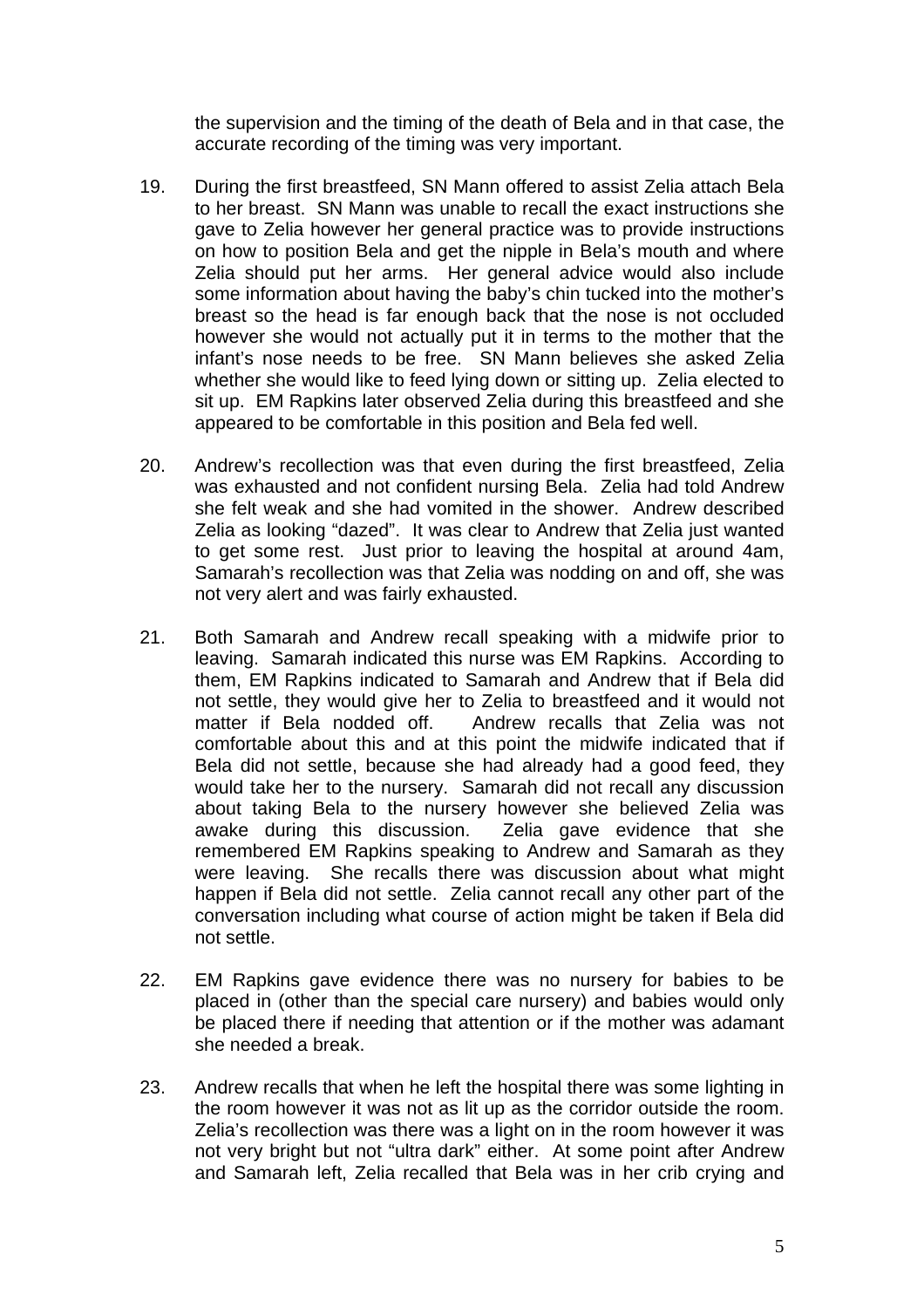the supervision and the timing of the death of Bela and in that case, the accurate recording of the timing was very important.

19. During the first breastfeed, SN Mann offered to assist Zelia attach Bela to her breast. SN Mann was unable to recall the exact instructions she gave to Zelia however her general practice was to provide instructions on how to position Bela and get the nipple in Bela's mouth and where Zelia should put her arms. Her general advice would also include some information about having the baby's chin tucked into the mother's breast so the head is far enough back that the nose is not occluded however she would not actually put it in terms to the mother that the infant's nose needs to be free. SN Mann believes she asked Zelia whether she would like to feed lying down or sitting up. Zelia elected to sit up. EM Rapkins later observed Zelia during this breastfeed and she appeared to be comfortable in this position and Bela fed well.

20. Andrew's recollection was that even during the first breastfeed, Zelia was exhausted and not confident nursing Bela. Zelia had told Andrew she felt weak and she had vomited in the shower. Andrew described Zelia as looking "dazed". It was clear to Andrew that Zelia just wanted to get some rest. Just prior to leaving the hospital at around 4am, Samarah's recollection was that Zelia was nodding on and off, she was not very alert and was fairly exhausted.

21. Both Samarah and Andrew recall speaking with a midwife prior to leaving. Samarah indicated this nurse was EM Rapkins. According to them, EM Rapkins indicated to Samarah and Andrew that if Bela did not settle, they would give her to Zelia to breastfeed and it would not matter if Bela nodded off. Andrew recalls that Zelia was not comfortable about this and at this point the midwife indicated that if Bela did not settle, because she had already had a good feed, they would take her to the nursery. Samarah did not recall any discussion about taking Bela to the nursery however she believed Zelia was awake during this discussion. Zelia gave evidence that she remembered EM Rapkins speaking to Andrew and Samarah as they were leaving. She recalls there was discussion about what might happen if Bela did not settle. Zelia cannot recall any other part of the conversation including what course of action might be taken if Bela did not settle.

22. EM Rapkins gave evidence there was no nursery for babies to be placed in (other than the special care nursery) and babies would only be placed there if needing that attention or if the mother was adamant she needed a break.

23. Andrew recalls that when he left the hospital there was some lighting in the room however it was not as lit up as the corridor outside the room. Zelia's recollection was there was a light on in the room however it was not very bright but not "ultra dark" either. At some point after Andrew and Samarah left, Zelia recalled that Bela was in her crib crying and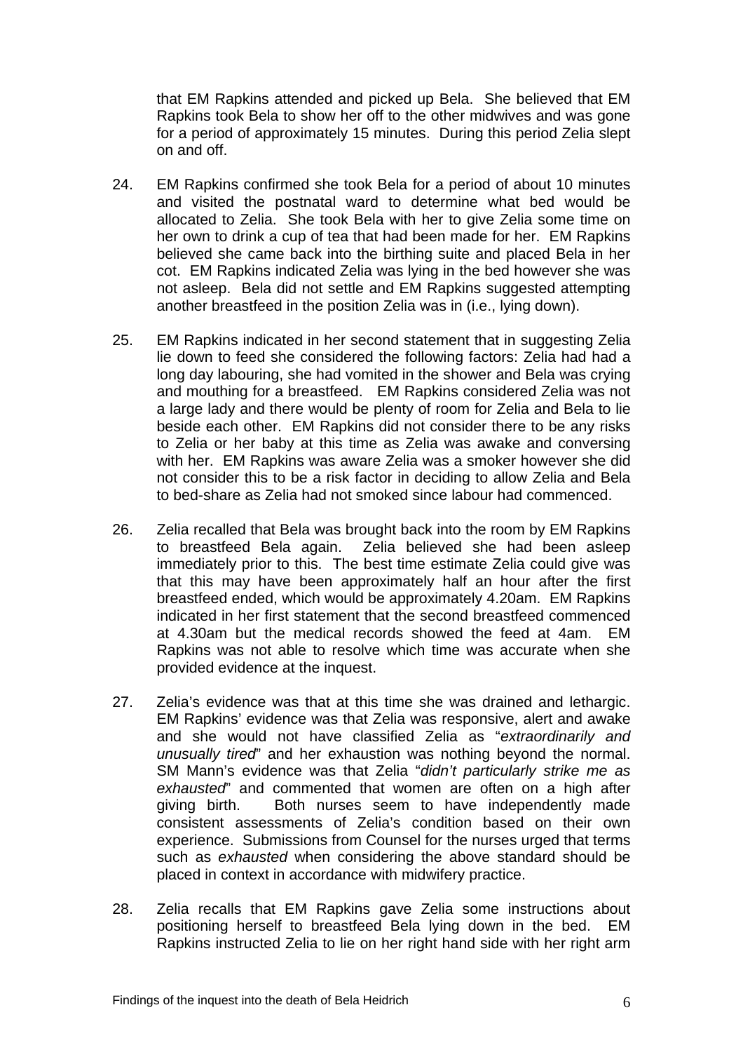that EM Rapkins attended and picked up Bela. She believed that EM Rapkins took Bela to show her off to the other midwives and was gone for a period of approximately 15 minutes. During this period Zelia slept on and off.

24. EM Rapkins confirmed she took Bela for a period of about 10 minutes and visited the postnatal ward to determine what bed would be allocated to Zelia. She took Bela with her to give Zelia some time on her own to drink a cup of tea that had been made for her. EM Rapkins believed she came back into the birthing suite and placed Bela in her cot. EM Rapkins indicated Zelia was lying in the bed however she was not asleep. Bela did not settle and EM Rapkins suggested attempting another breastfeed in the position Zelia was in (i.e., lying down).

25. EM Rapkins indicated in her second statement that in suggesting Zelia lie down to feed she considered the following factors: Zelia had had a long day labouring, she had vomited in the shower and Bela was crying and mouthing for a breastfeed. EM Rapkins considered Zelia was not a large lady and there would be plenty of room for Zelia and Bela to lie beside each other. EM Rapkins did not consider there to be any risks to Zelia or her baby at this time as Zelia was awake and conversing with her. EM Rapkins was aware Zelia was a smoker however she did not consider this to be a risk factor in deciding to allow Zelia and Bela to bed-share as Zelia had not smoked since labour had commenced.

26. Zelia recalled that Bela was brought back into the room by EM Rapkins to breastfeed Bela again. Zelia believed she had been asleep immediately prior to this. The best time estimate Zelia could give was that this may have been approximately half an hour after the first breastfeed ended, which would be approximately 4.20am. EM Rapkins indicated in her first statement that the second breastfeed commenced at 4.30am but the medical records showed the feed at 4am. EM Rapkins was not able to resolve which time was accurate when she provided evidence at the inquest.

27. Zelia's evidence was that at this time she was drained and lethargic. EM Rapkins' evidence was that Zelia was responsive, alert and awake and she would not have classified Zelia as "*extraordinarily and unusually tired*" and her exhaustion was nothing beyond the normal. SM Mann's evidence was that Zelia "*didn't particularly strike me as exhausted*" and commented that women are often on a high after giving birth. Both nurses seem to have independently made consistent assessments of Zelia's condition based on their own experience. Submissions from Counsel for the nurses urged that terms such as *exhausted* when considering the above standard should be placed in context in accordance with midwifery practice.

28. Zelia recalls that EM Rapkins gave Zelia some instructions about positioning herself to breastfeed Bela lying down in the bed. EM Rapkins instructed Zelia to lie on her right hand side with her right arm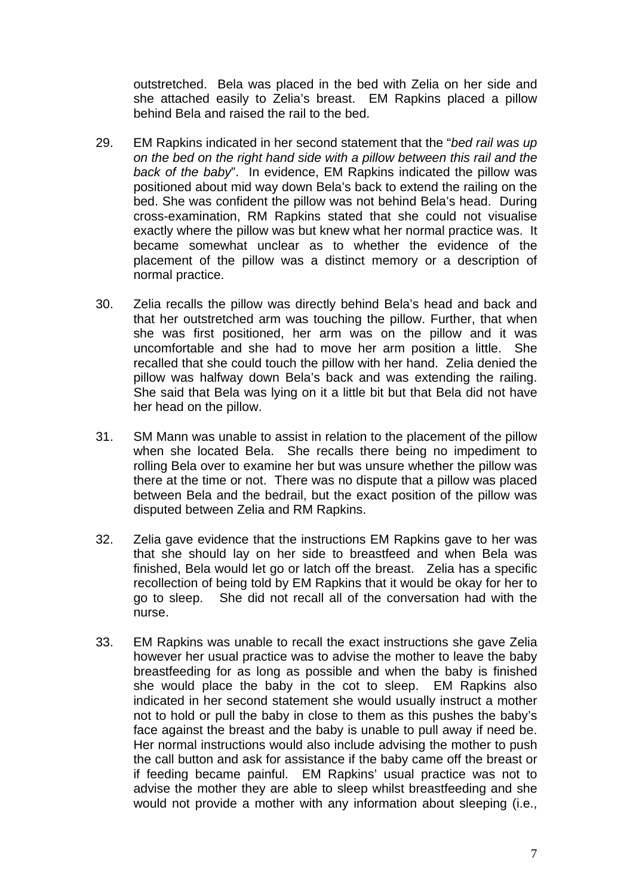outstretched. Bela was placed in the bed with Zelia on her side and she attached easily to Zelia's breast. EM Rapkins placed a pillow behind Bela and raised the rail to the bed.

29. EM Rapkins indicated in her second statement that the "*bed rail was up on the bed on the right hand side with a pillow between this rail and the back of the baby*". In evidence, EM Rapkins indicated the pillow was positioned about mid way down Bela's back to extend the railing on the bed. She was confident the pillow was not behind Bela's head. During cross-examination, RM Rapkins stated that she could not visualise exactly where the pillow was but knew what her normal practice was. It became somewhat unclear as to whether the evidence of the placement of the pillow was a distinct memory or a description of normal practice.

30. Zelia recalls the pillow was directly behind Bela's head and back and that her outstretched arm was touching the pillow. Further, that when she was first positioned, her arm was on the pillow and it was uncomfortable and she had to move her arm position a little. She recalled that she could touch the pillow with her hand. Zelia denied the pillow was halfway down Bela's back and was extending the railing. She said that Bela was lying on it a little bit but that Bela did not have her head on the pillow.

31. SM Mann was unable to assist in relation to the placement of the pillow when she located Bela. She recalls there being no impediment to rolling Bela over to examine her but was unsure whether the pillow was there at the time or not. There was no dispute that a pillow was placed between Bela and the bedrail, but the exact position of the pillow was disputed between Zelia and RM Rapkins.

32. Zelia gave evidence that the instructions EM Rapkins gave to her was that she should lay on her side to breastfeed and when Bela was finished, Bela would let go or latch off the breast. Zelia has a specific recollection of being told by EM Rapkins that it would be okay for her to go to sleep. She did not recall all of the conversation had with the nurse.

33. EM Rapkins was unable to recall the exact instructions she gave Zelia however her usual practice was to advise the mother to leave the baby breastfeeding for as long as possible and when the baby is finished she would place the baby in the cot to sleep. EM Rapkins also indicated in her second statement she would usually instruct a mother not to hold or pull the baby in close to them as this pushes the baby's face against the breast and the baby is unable to pull away if need be. Her normal instructions would also include advising the mother to push the call button and ask for assistance if the baby came off the breast or if feeding became painful. EM Rapkins' usual practice was not to advise the mother they are able to sleep whilst breastfeeding and she would not provide a mother with any information about sleeping (i.e.,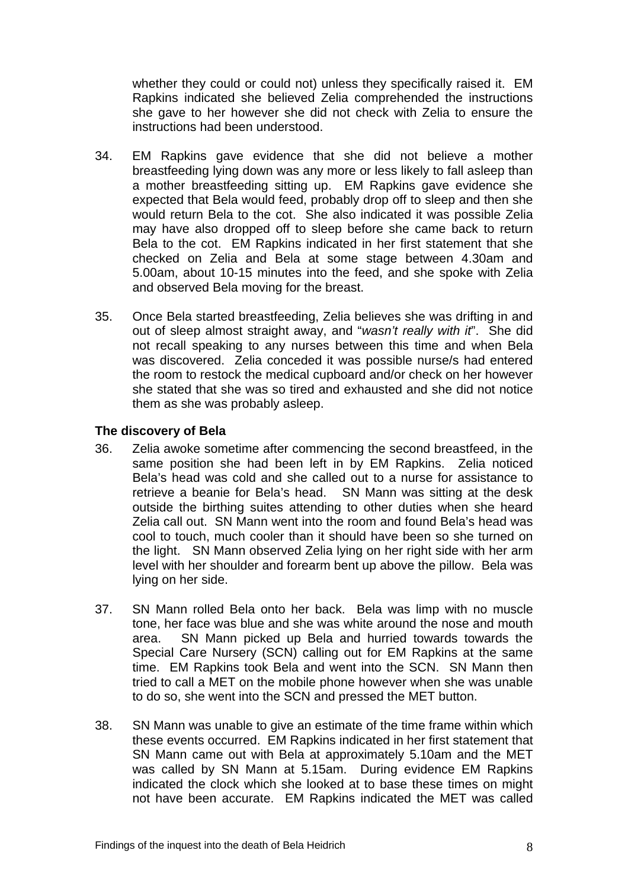whether they could or could not) unless they specifically raised it. EM Rapkins indicated she believed Zelia comprehended the instructions she gave to her however she did not check with Zelia to ensure the instructions had been understood.

34. EM Rapkins gave evidence that she did not believe a mother breastfeeding lying down was any more or less likely to fall asleep than a mother breastfeeding sitting up. EM Rapkins gave evidence she expected that Bela would feed, probably drop off to sleep and then she would return Bela to the cot. She also indicated it was possible Zelia may have also dropped off to sleep before she came back to return Bela to the cot. EM Rapkins indicated in her first statement that she checked on Zelia and Bela at some stage between 4.30am and 5.00am, about 10-15 minutes into the feed, and she spoke with Zelia and observed Bela moving for the breast.

35. Once Bela started breastfeeding, Zelia believes she was drifting in and out of sleep almost straight away, and "*wasn't really with it*". She did not recall speaking to any nurses between this time and when Bela was discovered. Zelia conceded it was possible nurse/s had entered the room to restock the medical cupboard and/or check on her however she stated that she was so tired and exhausted and she did not notice them as she was probably asleep.

### The discovery of Bela

36. Zelia awoke sometime after commencing the second breastfeed, in the same position she had been left in by EM Rapkins. Zelia noticed Bela's head was cold and she called out to a nurse for assistance to retrieve a beanie for Bela's head. SN Mann was sitting at the desk outside the birthing suites attending to other duties when she heard Zelia call out. SN Mann went into the room and found Bela's head was cool to touch, much cooler than it should have been so she turned on the light. SN Mann observed Zelia lying on her right side with her arm level with her shoulder and forearm bent up above the pillow. Bela was lying on her side.

37. SN Mann rolled Bela onto her back. Bela was limp with no muscle tone, her face was blue and she was white around the nose and mouth area. SN Mann picked up Bela and hurried towards towards the Special Care Nursery (SCN) calling out for EM Rapkins at the same time. EM Rapkins took Bela and went into the SCN. SN Mann then tried to call a MET on the mobile phone however when she was unable to do so, she went into the SCN and pressed the MET button.

38. SN Mann was unable to give an estimate of the time frame within which these events occurred. EM Rapkins indicated in her first statement that SN Mann came out with Bela at approximately 5.10am and the MET was called by SN Mann at 5.15am. During evidence EM Rapkins indicated the clock which she looked at to base these times on might not have been accurate. EM Rapkins indicated the MET was called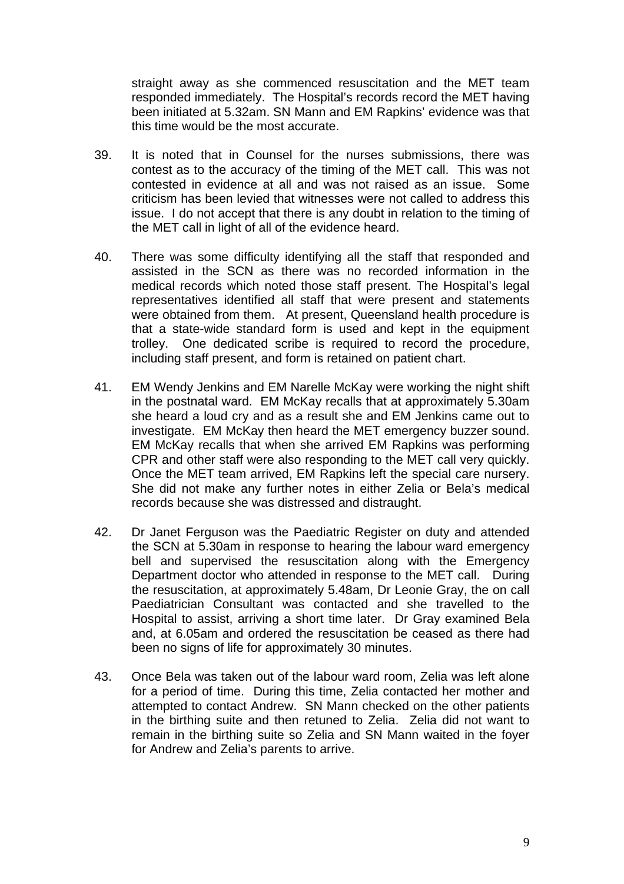straight away as she commenced resuscitation and the MET team responded immediately. The Hospital's records record the MET having been initiated at 5.32am. SN Mann and EM Rapkins' evidence was that this time would be the most accurate.

39. It is noted that in Counsel for the nurses submissions, there was contest as to the accuracy of the timing of the MET call. This was not contested in evidence at all and was not raised as an issue. Some criticism has been levied that witnesses were not called to address this issue. I do not accept that there is any doubt in relation to the timing of the MET call in light of all of the evidence heard.

40. There was some difficulty identifying all the staff that responded and assisted in the SCN as there was no recorded information in the medical records which noted those staff present. The Hospital's legal representatives identified all staff that were present and statements were obtained from them. At present, Queensland health procedure is that a state-wide standard form is used and kept in the equipment trolley. One dedicated scribe is required to record the procedure, including staff present, and form is retained on patient chart.

41. EM Wendy Jenkins and EM Narelle McKay were working the night shift in the postnatal ward. EM McKay recalls that at approximately 5.30am she heard a loud cry and as a result she and EM Jenkins came out to investigate. EM McKay then heard the MET emergency buzzer sound. EM McKay recalls that when she arrived EM Rapkins was performing CPR and other staff were also responding to the MET call very quickly. Once the MET team arrived, EM Rapkins left the special care nursery. She did not make any further notes in either Zelia or Bela's medical records because she was distressed and distraught.

42. Dr Janet Ferguson was the Paediatric Register on duty and attended the SCN at 5.30am in response to hearing the labour ward emergency bell and supervised the resuscitation along with the Emergency Department doctor who attended in response to the MET call. During the resuscitation, at approximately 5.48am, Dr Leonie Gray, the on call Paediatrician Consultant was contacted and she travelled to the Hospital to assist, arriving a short time later. Dr Gray examined Bela and, at 6.05am and ordered the resuscitation be ceased as there had been no signs of life for approximately 30 minutes.

43. Once Bela was taken out of the labour ward room, Zelia was left alone for a period of time. During this time, Zelia contacted her mother and attempted to contact Andrew. SN Mann checked on the other patients in the birthing suite and then retuned to Zelia. Zelia did not want to remain in the birthing suite so Zelia and SN Mann waited in the foyer for Andrew and Zelia's parents to arrive.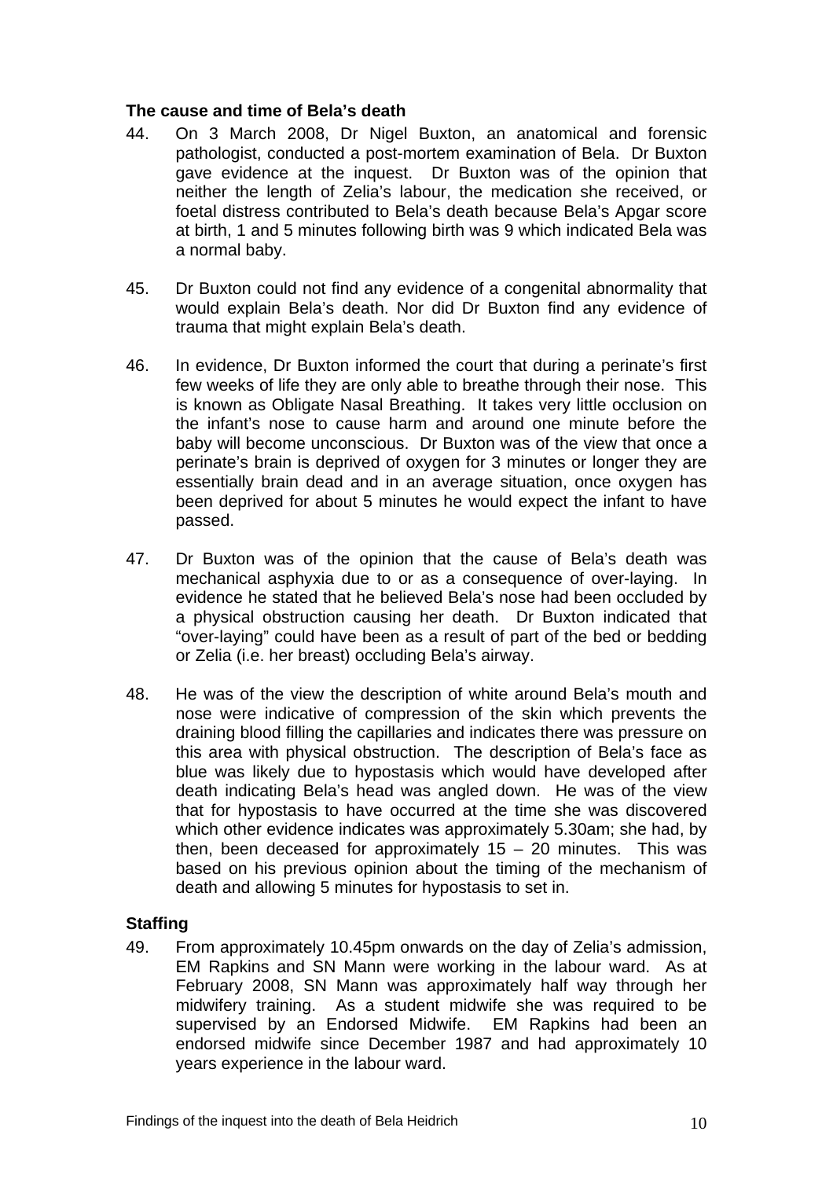### The cause and time of Bela's death

44. On 3 March 2008, Dr Nigel Buxton, an anatomical and forensic pathologist, conducted a post-mortem examination of Bela. Dr Buxton gave evidence at the inquest. Dr Buxton was of the opinion that neither the length of Zelia's labour, the medication she received, or foetal distress contributed to Bela's death because Bela's Apgar score at birth, 1 and 5 minutes following birth was 9 which indicated Bela was a normal baby.

45. Dr Buxton could not find any evidence of a congenital abnormality that would explain Bela's death. Nor did Dr Buxton find any evidence of trauma that might explain Bela's death.

46. In evidence, Dr Buxton informed the court that during a perinate's first few weeks of life they are only able to breathe through their nose. This is known as Obligate Nasal Breathing. It takes very little occlusion on the infant's nose to cause harm and around one minute before the baby will become unconscious. Dr Buxton was of the view that once a perinate's brain is deprived of oxygen for 3 minutes or longer they are essentially brain dead and in an average situation, once oxygen has been deprived for about 5 minutes he would expect the infant to have passed.

47. Dr Buxton was of the opinion that the cause of Bela's death was mechanical asphyxia due to or as a consequence of over-laying. In evidence he stated that he believed Bela's nose had been occluded by a physical obstruction causing her death. Dr Buxton indicated that "over-laying" could have been as a result of part of the bed or bedding or Zelia (i.e. her breast) occluding Bela's airway.

48. He was of the view the description of white around Bela's mouth and nose were indicative of compression of the skin which prevents the draining blood filling the capillaries and indicates there was pressure on this area with physical obstruction. The description of Bela's face as blue was likely due to hypostasis which would have developed after death indicating Bela's head was angled down. He was of the view that for hypostasis to have occurred at the time she was discovered which other evidence indicates was approximately 5.30am; she had, by then, been deceased for approximately 15 – 20 minutes. This was based on his previous opinion about the timing of the mechanism of death and allowing 5 minutes for hypostasis to set in.

### Staffing

49. From approximately 10.45pm onwards on the day of Zelia's admission, EM Rapkins and SN Mann were working in the labour ward. As at February 2008, SN Mann was approximately half way through her midwifery training. As a student midwife she was required to be supervised by an Endorsed Midwife. EM Rapkins had been an endorsed midwife since December 1987 and had approximately 10 years experience in the labour ward.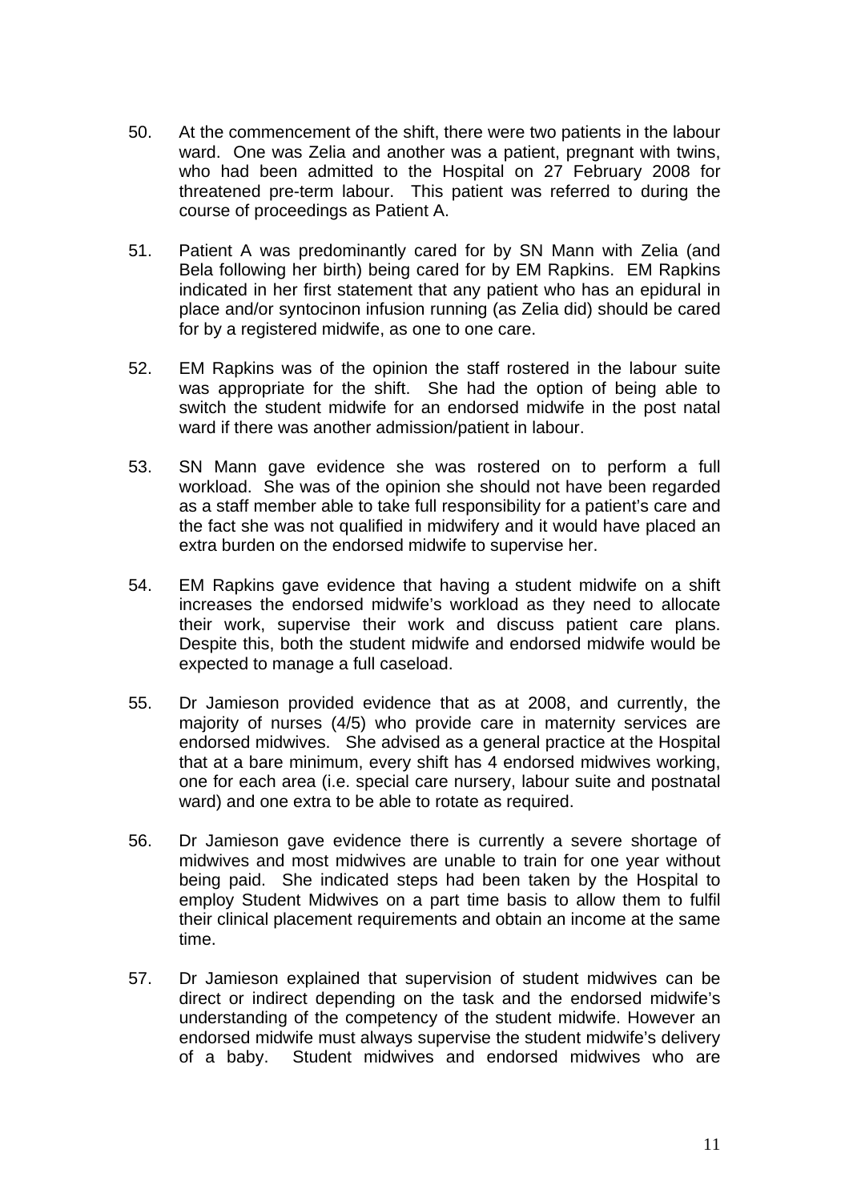50. At the commencement of the shift, there were two patients in the labour ward. One was Zelia and another was a patient, pregnant with twins, who had been admitted to the Hospital on 27 February 2008 for threatened pre-term labour. This patient was referred to during the course of proceedings as Patient A.

51. Patient A was predominantly cared for by SN Mann with Zelia (and Bela following her birth) being cared for by EM Rapkins. EM Rapkins indicated in her first statement that any patient who has an epidural in place and/or syntocinon infusion running (as Zelia did) should be cared for by a registered midwife, as one to one care.

52. EM Rapkins was of the opinion the staff rostered in the labour suite was appropriate for the shift. She had the option of being able to switch the student midwife for an endorsed midwife in the post natal ward if there was another admission/patient in labour.

53. SN Mann gave evidence she was rostered on to perform a full workload. She was of the opinion she should not have been regarded as a staff member able to take full responsibility for a patient's care and the fact she was not qualified in midwifery and it would have placed an extra burden on the endorsed midwife to supervise her.

54. EM Rapkins gave evidence that having a student midwife on a shift increases the endorsed midwife's workload as they need to allocate their work, supervise their work and discuss patient care plans. Despite this, both the student midwife and endorsed midwife would be expected to manage a full caseload.

55. Dr Jamieson provided evidence that as at 2008, and currently, the majority of nurses (4/5) who provide care in maternity services are endorsed midwives. She advised as a general practice at the Hospital that at a bare minimum, every shift has 4 endorsed midwives working, one for each area (i.e. special care nursery, labour suite and postnatal ward) and one extra to be able to rotate as required.

56. Dr Jamieson gave evidence there is currently a severe shortage of midwives and most midwives are unable to train for one year without being paid. She indicated steps had been taken by the Hospital to employ Student Midwives on a part time basis to allow them to fulfil their clinical placement requirements and obtain an income at the same time.

57. Dr Jamieson explained that supervision of student midwives can be direct or indirect depending on the task and the endorsed midwife's understanding of the competency of the student midwife. However an endorsed midwife must always supervise the student midwife's delivery of a baby. Student midwives and endorsed midwives who are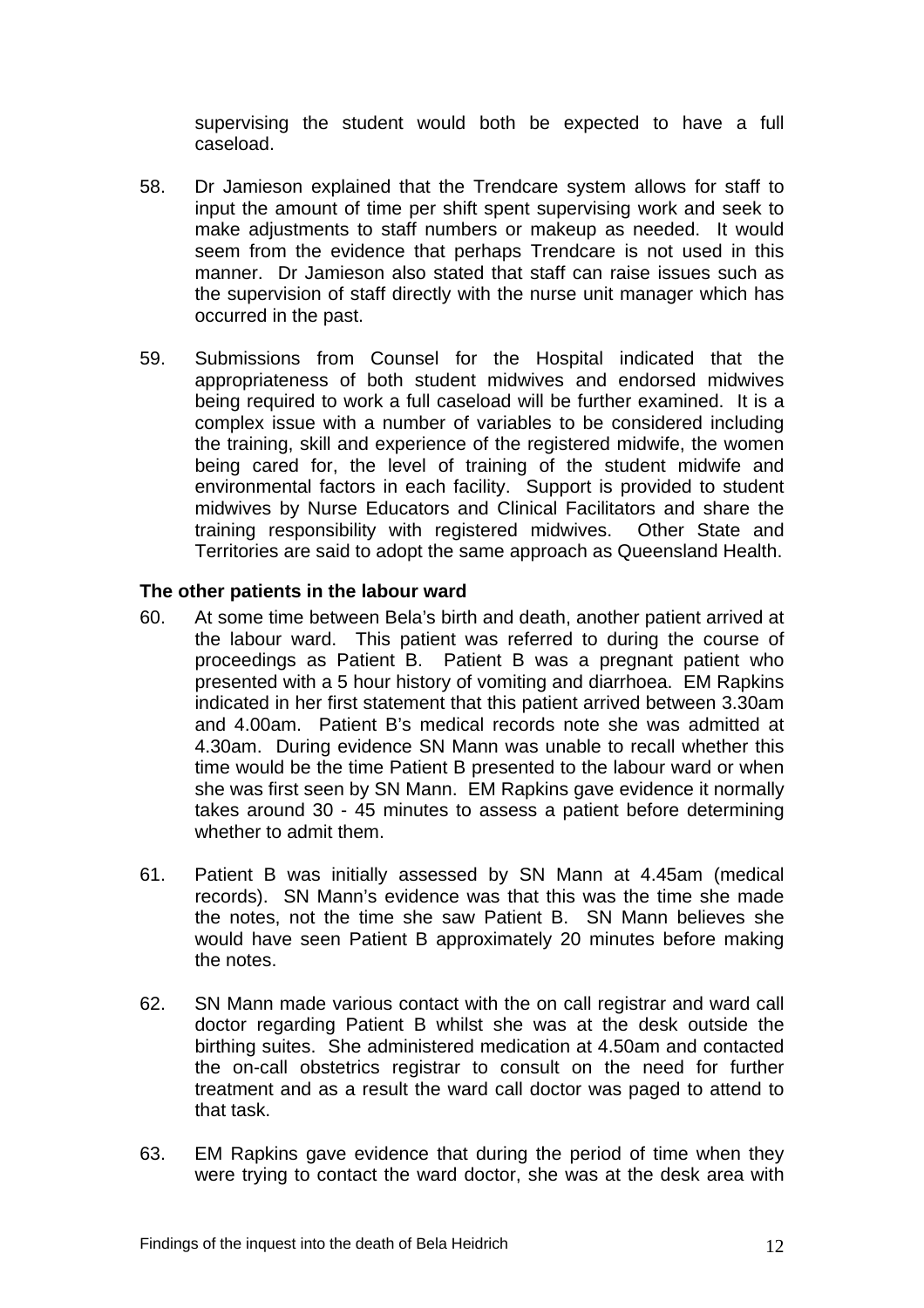supervising the student would both be expected to have a full caseload.

58. Dr Jamieson explained that the Trendcare system allows for staff to input the amount of time per shift spent supervising work and seek to make adjustments to staff numbers or makeup as needed. It would seem from the evidence that perhaps Trendcare is not used in this manner. Dr Jamieson also stated that staff can raise issues such as the supervision of staff directly with the nurse unit manager which has occurred in the past.

59. Submissions from Counsel for the Hospital indicated that the appropriateness of both student midwives and endorsed midwives being required to work a full caseload will be further examined. It is a complex issue with a number of variables to be considered including the training, skill and experience of the registered midwife, the women being cared for, the level of training of the student midwife and environmental factors in each facility. Support is provided to student midwives by Nurse Educators and Clinical Facilitators and share the training responsibility with registered midwives. Other State and Territories are said to adopt the same approach as Queensland Health.

**The other patients in the labour ward**

60. At some time between Bela's birth and death, another patient arrived at the labour ward. This patient was referred to during the course of proceedings as Patient B. Patient B was a pregnant patient who presented with a 5 hour history of vomiting and diarrhoea. EM Rapkins indicated in her first statement that this patient arrived between 3.30am and 4.00am. Patient B's medical records note she was admitted at 4.30am. During evidence SN Mann was unable to recall whether this time would be the time Patient B presented to the labour ward or when she was first seen by SN Mann. EM Rapkins gave evidence it normally takes around 30 - 45 minutes to assess a patient before determining whether to admit them.

61. Patient B was initially assessed by SN Mann at 4.45am (medical records). SN Mann's evidence was that this was the time she made the notes, not the time she saw Patient B. SN Mann believes she would have seen Patient B approximately 20 minutes before making the notes.

62. SN Mann made various contact with the on call registrar and ward call doctor regarding Patient B whilst she was at the desk outside the birthing suites. She administered medication at 4.50am and contacted the on-call obstetrics registrar to consult on the need for further treatment and as a result the ward call doctor was paged to attend to that task.

63. EM Rapkins gave evidence that during the period of time when they were trying to contact the ward doctor, she was at the desk area with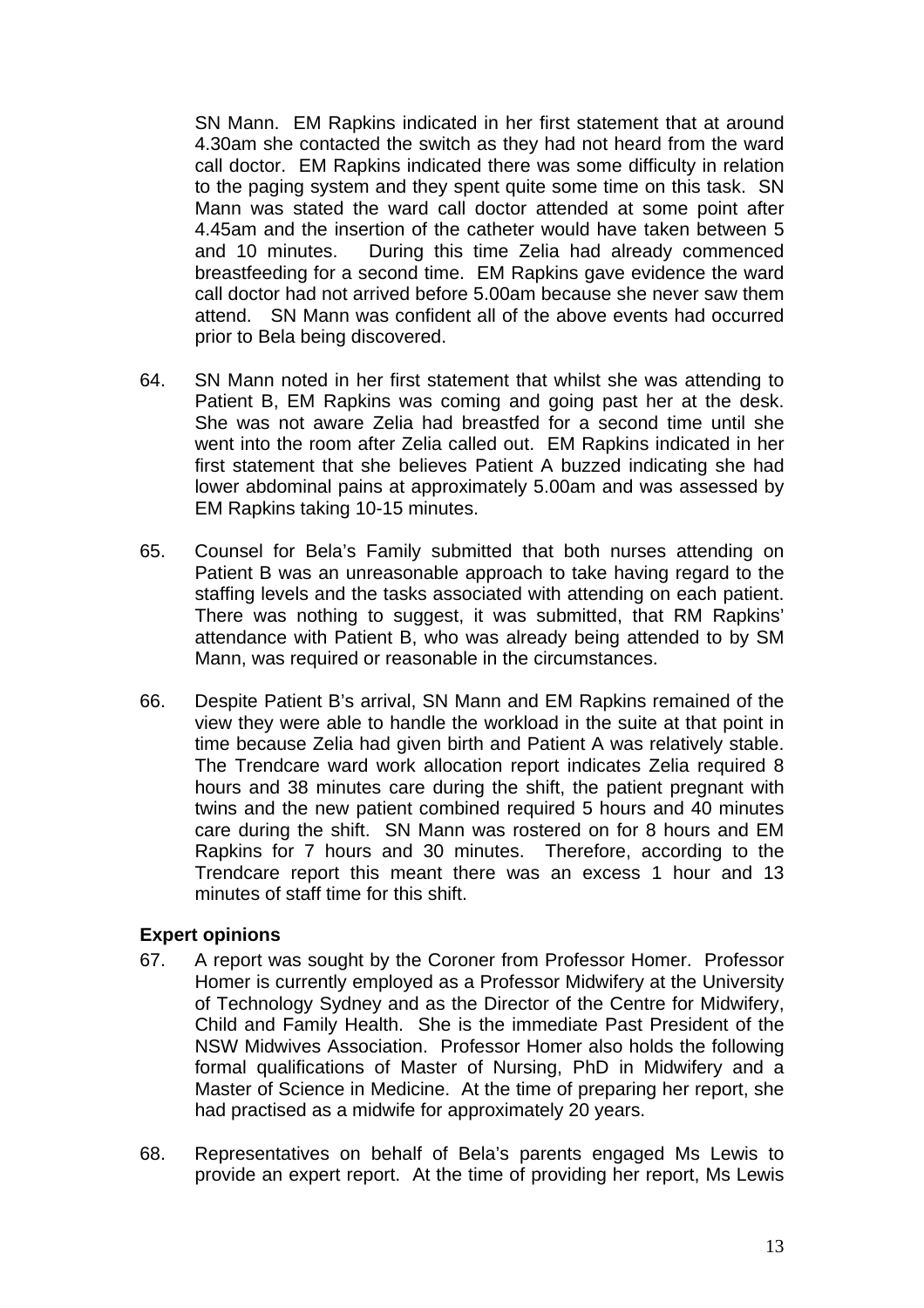SN Mann. EM Rapkins indicated in her first statement that at around 4.30am she contacted the switch as they had not heard from the ward call doctor. EM Rapkins indicated there was some difficulty in relation to the paging system and they spent quite some time on this task. SN Mann was stated the ward call doctor attended at some point after 4.45am and the insertion of the catheter would have taken between 5 and 10 minutes. During this time Zelia had already commenced breastfeeding for a second time. EM Rapkins gave evidence the ward call doctor had not arrived before 5.00am because she never saw them attend. SN Mann was confident all of the above events had occurred prior to Bela being discovered.

64. SN Mann noted in her first statement that whilst she was attending to Patient B, EM Rapkins was coming and going past her at the desk. She was not aware Zelia had breastfed for a second time until she went into the room after Zelia called out. EM Rapkins indicated in her first statement that she believes Patient A buzzed indicating she had lower abdominal pains at approximately 5.00am and was assessed by EM Rapkins taking 10-15 minutes.

65. Counsel for Bela's Family submitted that both nurses attending on Patient B was an unreasonable approach to take having regard to the staffing levels and the tasks associated with attending on each patient. There was nothing to suggest, it was submitted, that RM Rapkins' attendance with Patient B, who was already being attended to by SM Mann, was required or reasonable in the circumstances.

66. Despite Patient B's arrival, SN Mann and EM Rapkins remained of the view they were able to handle the workload in the suite at that point in time because Zelia had given birth and Patient A was relatively stable. The Trendcare ward work allocation report indicates Zelia required 8 hours and 38 minutes care during the shift, the patient pregnant with twins and the new patient combined required 5 hours and 40 minutes care during the shift. SN Mann was rostered on for 8 hours and EM Rapkins for 7 hours and 30 minutes. Therefore, according to the Trendcare report this meant there was an excess 1 hour and 13 minutes of staff time for this shift.

**Expert opinions**

67. A report was sought by the Coroner from Professor Homer. Professor Homer is currently employed as a Professor Midwifery at the University of Technology Sydney and as the Director of the Centre for Midwifery, Child and Family Health. She is the immediate Past President of the NSW Midwives Association. Professor Homer also holds the following formal qualifications of Master of Nursing, PhD in Midwifery and a Master of Science in Medicine. At the time of preparing her report, she had practised as a midwife for approximately 20 years.

68. Representatives on behalf of Bela's parents engaged Ms Lewis to provide an expert report. At the time of providing her report, Ms Lewis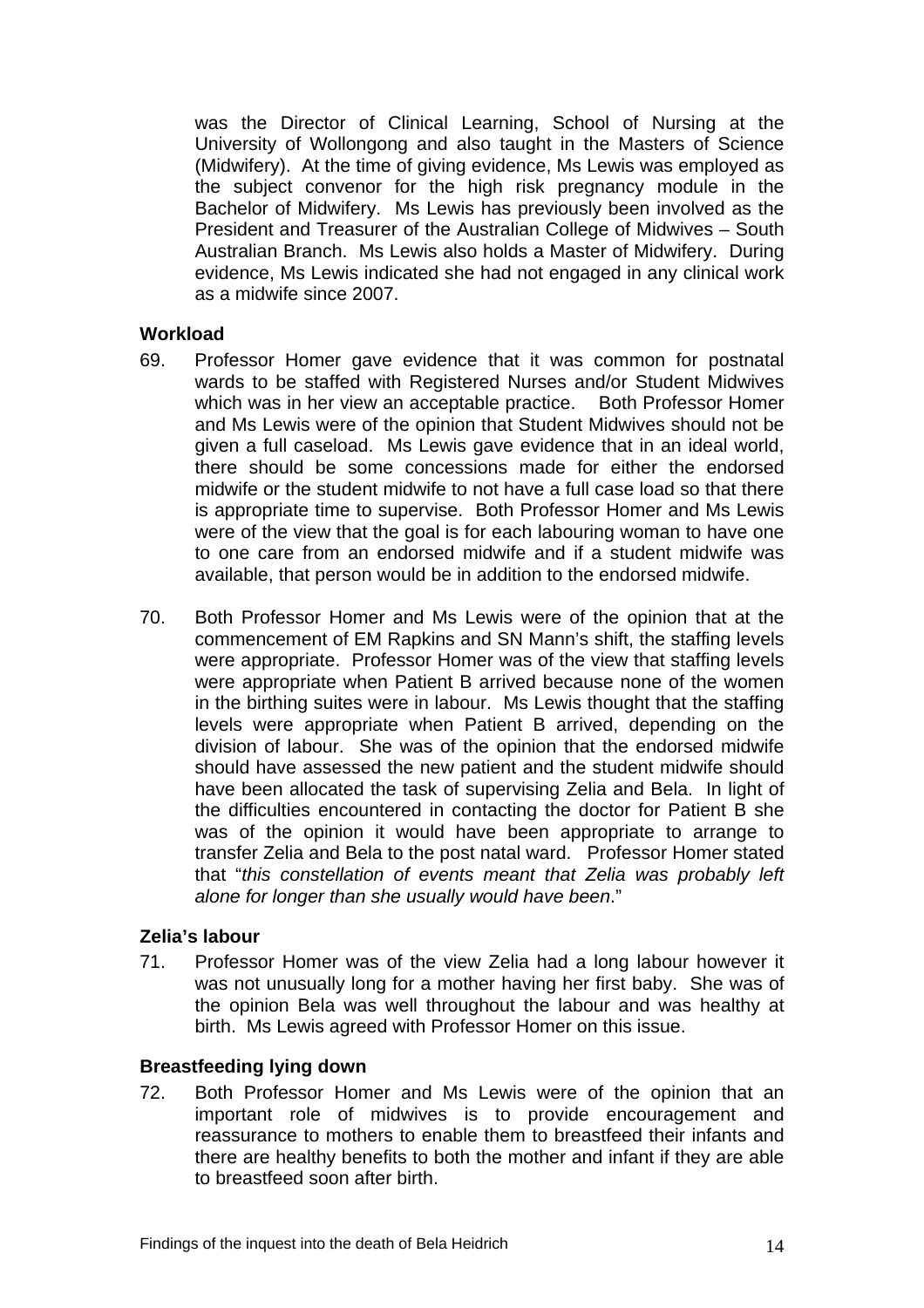was the Director of Clinical Learning, School of Nursing at the University of Wollongong and also taught in the Masters of Science (Midwifery). At the time of giving evidence, Ms Lewis was employed as the subject convenor for the high risk pregnancy module in the Bachelor of Midwifery. Ms Lewis has previously been involved as the President and Treasurer of the Australian College of Midwives – South Australian Branch. Ms Lewis also holds a Master of Midwifery. During evidence, Ms Lewis indicated she had not engaged in any clinical work as a midwife since 2007.

**Workload**

69. Professor Homer gave evidence that it was common for postnatal wards to be staffed with Registered Nurses and/or Student Midwives which was in her view an acceptable practice. Both Professor Homer and Ms Lewis were of the opinion that Student Midwives should not be given a full caseload. Ms Lewis gave evidence that in an ideal world, there should be some concessions made for either the endorsed midwife or the student midwife to not have a full case load so that there is appropriate time to supervise. Both Professor Homer and Ms Lewis were of the view that the goal is for each labouring woman to have one to one care from an endorsed midwife and if a student midwife was available, that person would be in addition to the endorsed midwife.

70. Both Professor Homer and Ms Lewis were of the opinion that at the commencement of EM Rapkins and SN Mann's shift, the staffing levels were appropriate. Professor Homer was of the view that staffing levels were appropriate when Patient B arrived because none of the women in the birthing suites were in labour. Ms Lewis thought that the staffing levels were appropriate when Patient B arrived, depending on the division of labour. She was of the opinion that the endorsed midwife should have assessed the new patient and the student midwife should have been allocated the task of supervising Zelia and Bela. In light of the difficulties encountered in contacting the doctor for Patient B she was of the opinion it would have been appropriate to arrange to transfer Zelia and Bela to the post natal ward. Professor Homer stated that "*this constellation of events meant that Zelia was probably left alone for longer than she usually would have been*."

**Zelia's labour**

71. Professor Homer was of the view Zelia had a long labour however it was not unusually long for a mother having her first baby. She was of the opinion Bela was well throughout the labour and was healthy at birth. Ms Lewis agreed with Professor Homer on this issue.

**Breastfeeding lying down**

72. Both Professor Homer and Ms Lewis were of the opinion that an important role of midwives is to provide encouragement and reassurance to mothers to enable them to breastfeed their infants and there are healthy benefits to both the mother and infant if they are able to breastfeed soon after birth.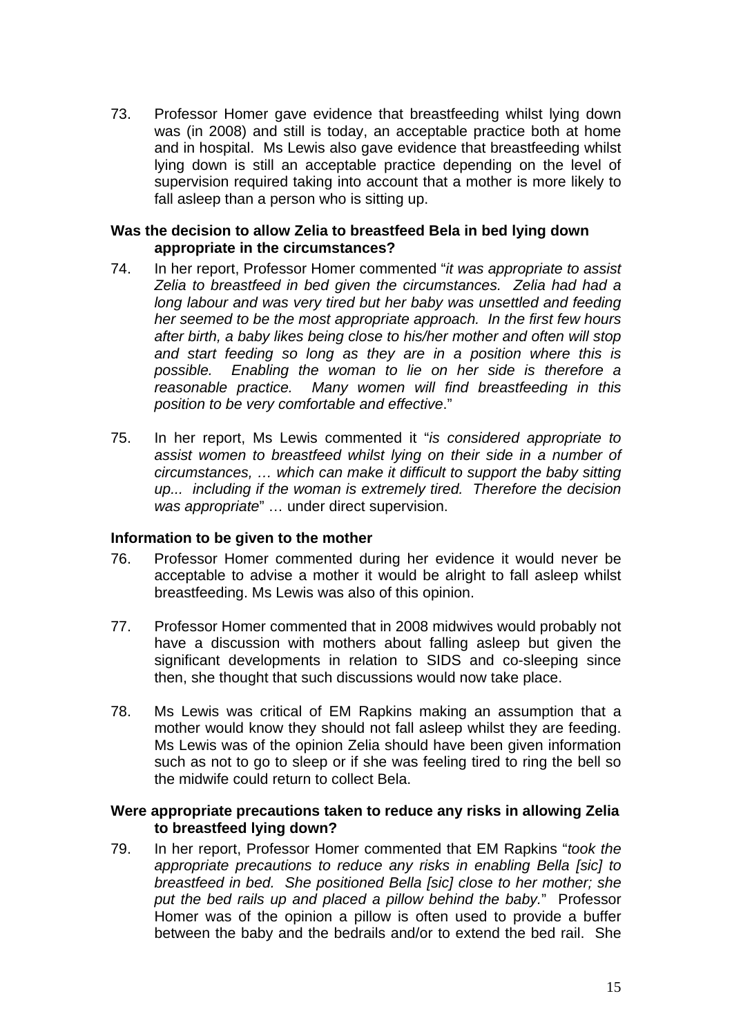73. Professor Homer gave evidence that breastfeeding whilst lying down was (in 2008) and still is today, an acceptable practice both at home and in hospital. Ms Lewis also gave evidence that breastfeeding whilst lying down is still an acceptable practice depending on the level of supervision required taking into account that a mother is more likely to fall asleep than a person who is sitting up.

**Was the decision to allow Zelia to breastfeed Bela in bed lying down appropriate in the circumstances?**

74. In her report, Professor Homer commented "*it was appropriate to assist Zelia to breastfeed in bed given the circumstances. Zelia had had a long labour and was very tired but her baby was unsettled and feeding her seemed to be the most appropriate approach. In the first few hours after birth, a baby likes being close to his/her mother and often will stop and start feeding so long as they are in a position where this is possible. Enabling the woman to lie on her side is therefore a reasonable practice. Many women will find breastfeeding in this position to be very comfortable and effective*."

75. In her report, Ms Lewis commented it "*is considered appropriate to assist women to breastfeed whilst lying on their side in a number of circumstances, … which can make it difficult to support the baby sitting up... including if the woman is extremely tired. Therefore the decision was appropriate*" … under direct supervision.

**Information to be given to the mother**

76. Professor Homer commented during her evidence it would never be acceptable to advise a mother it would be alright to fall asleep whilst breastfeeding. Ms Lewis was also of this opinion.

77. Professor Homer commented that in 2008 midwives would probably not have a discussion with mothers about falling asleep but given the significant developments in relation to SIDS and co-sleeping since then, she thought that such discussions would now take place.

78. Ms Lewis was critical of EM Rapkins making an assumption that a mother would know they should not fall asleep whilst they are feeding. Ms Lewis was of the opinion Zelia should have been given information such as not to go to sleep or if she was feeling tired to ring the bell so the midwife could return to collect Bela.

**Were appropriate precautions taken to reduce any risks in allowing Zelia to breastfeed lying down?**

79. In her report, Professor Homer commented that EM Rapkins "*took the appropriate precautions to reduce any risks in enabling Bella [sic] to breastfeed in bed. She positioned Bella [sic] close to her mother; she put the bed rails up and placed a pillow behind the baby.*" Professor Homer was of the opinion a pillow is often used to provide a buffer between the baby and the bedrails and/or to extend the bed rail. She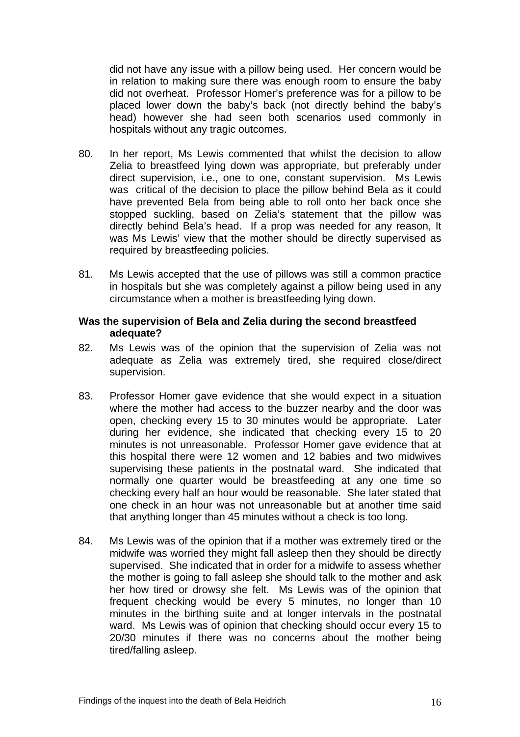did not have any issue with a pillow being used. Her concern would be in relation to making sure there was enough room to ensure the baby did not overheat. Professor Homer's preference was for a pillow to be placed lower down the baby's back (not directly behind the baby's head) however she had seen both scenarios used commonly in hospitals without any tragic outcomes.

80. In her report, Ms Lewis commented that whilst the decision to allow Zelia to breastfeed lying down was appropriate, but preferably under direct supervision, i.e., one to one, constant supervision. Ms Lewis was critical of the decision to place the pillow behind Bela as it could have prevented Bela from being able to roll onto her back once she stopped suckling, based on Zelia's statement that the pillow was directly behind Bela's head. If a prop was needed for any reason, It was Ms Lewis' view that the mother should be directly supervised as required by breastfeeding policies.

81. Ms Lewis accepted that the use of pillows was still a common practice in hospitals but she was completely against a pillow being used in any circumstance when a mother is breastfeeding lying down.

**Was the supervision of Bela and Zelia during the second breastfeed adequate?**

82. Ms Lewis was of the opinion that the supervision of Zelia was not adequate as Zelia was extremely tired, she required close/direct supervision.

83. Professor Homer gave evidence that she would expect in a situation where the mother had access to the buzzer nearby and the door was open, checking every 15 to 30 minutes would be appropriate. Later during her evidence, she indicated that checking every 15 to 20 minutes is not unreasonable. Professor Homer gave evidence that at this hospital there were 12 women and 12 babies and two midwives supervising these patients in the postnatal ward. She indicated that normally one quarter would be breastfeeding at any one time so checking every half an hour would be reasonable. She later stated that one check in an hour was not unreasonable but at another time said that anything longer than 45 minutes without a check is too long.

84. Ms Lewis was of the opinion that if a mother was extremely tired or the midwife was worried they might fall asleep then they should be directly supervised. She indicated that in order for a midwife to assess whether the mother is going to fall asleep she should talk to the mother and ask her how tired or drowsy she felt. Ms Lewis was of the opinion that frequent checking would be every 5 minutes, no longer than 10 minutes in the birthing suite and at longer intervals in the postnatal ward. Ms Lewis was of opinion that checking should occur every 15 to 20/30 minutes if there was no concerns about the mother being tired/falling asleep.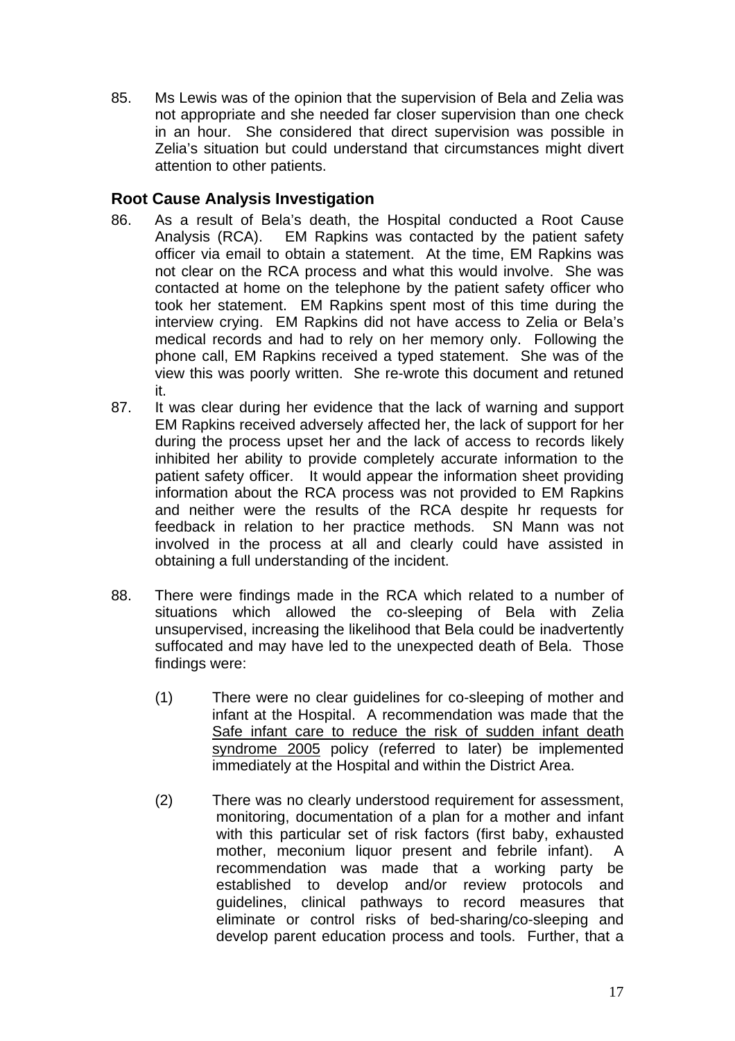85. Ms Lewis was of the opinion that the supervision of Bela and Zelia was not appropriate and she needed far closer supervision than one check in an hour. She considered that direct supervision was possible in Zelia's situation but could understand that circumstances might divert attention to other patients.

## Root Cause Analysis Investigation

86. As a result of Bela's death, the Hospital conducted a Root Cause Analysis (RCA). EM Rapkins was contacted by the patient safety officer via email to obtain a statement. At the time, EM Rapkins was not clear on the RCA process and what this would involve. She was contacted at home on the telephone by the patient safety officer who took her statement. EM Rapkins spent most of this time during the interview crying. EM Rapkins did not have access to Zelia or Bela's medical records and had to rely on her memory only. Following the phone call, EM Rapkins received a typed statement. She was of the view this was poorly written. She re-wrote this document and retuned it.

87. It was clear during her evidence that the lack of warning and support EM Rapkins received adversely affected her, the lack of support for her during the process upset her and the lack of access to records likely inhibited her ability to provide completely accurate information to the patient safety officer. It would appear the information sheet providing information about the RCA process was not provided to EM Rapkins and neither were the results of the RCA despite hr requests for feedback in relation to her practice methods. SN Mann was not involved in the process at all and clearly could have assisted in obtaining a full understanding of the incident.

88. There were findings made in the RCA which related to a number of situations which allowed the co-sleeping of Bela with Zelia unsupervised, increasing the likelihood that Bela could be inadvertently suffocated and may have led to the unexpected death of Bela. Those findings were:

    (1) There were no clear guidelines for co-sleeping of mother and infant at the Hospital. A recommendation was made that the Safe infant care to reduce the risk of sudden infant death syndrome 2005 policy (referred to later) be implemented immediately at the Hospital and within the District Area.

    (2) There was no clearly understood requirement for assessment, monitoring, documentation of a plan for a mother and infant with this particular set of risk factors (first baby, exhausted mother, meconium liquor present and febrile infant). A recommendation was made that a working party be established to develop and/or review protocols and guidelines, clinical pathways to record measures that eliminate or control risks of bed-sharing/co-sleeping and develop parent education process and tools. Further, that a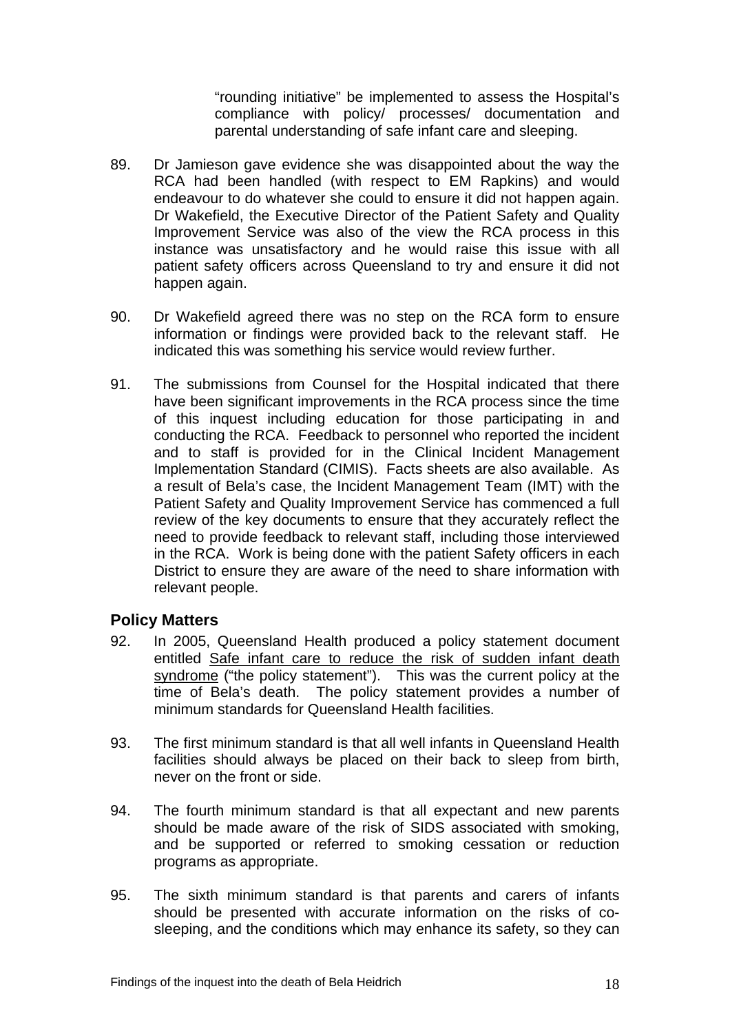"rounding initiative" be implemented to assess the Hospital's compliance with policy/ processes/ documentation and parental understanding of safe infant care and sleeping.

89. Dr Jamieson gave evidence she was disappointed about the way the RCA had been handled (with respect to EM Rapkins) and would endeavour to do whatever she could to ensure it did not happen again. Dr Wakefield, the Executive Director of the Patient Safety and Quality Improvement Service was also of the view the RCA process in this instance was unsatisfactory and he would raise this issue with all patient safety officers across Queensland to try and ensure it did not happen again.

90. Dr Wakefield agreed there was no step on the RCA form to ensure information or findings were provided back to the relevant staff. He indicated this was something his service would review further.

91. The submissions from Counsel for the Hospital indicated that there have been significant improvements in the RCA process since the time of this inquest including education for those participating in and conducting the RCA. Feedback to personnel who reported the incident and to staff is provided for in the Clinical Incident Management Implementation Standard (CIMIS). Facts sheets are also available. As a result of Bela's case, the Incident Management Team (IMT) with the Patient Safety and Quality Improvement Service has commenced a full review of the key documents to ensure that they accurately reflect the need to provide feedback to relevant staff, including those interviewed in the RCA. Work is being done with the patient Safety officers in each District to ensure they are aware of the need to share information with relevant people.

## Policy Matters

92. In 2005, Queensland Health produced a policy statement document entitled Safe infant care to reduce the risk of sudden infant death syndrome ("the policy statement"). This was the current policy at the time of Bela's death. The policy statement provides a number of minimum standards for Queensland Health facilities.

93. The first minimum standard is that all well infants in Queensland Health facilities should always be placed on their back to sleep from birth, never on the front or side.

94. The fourth minimum standard is that all expectant and new parents should be made aware of the risk of SIDS associated with smoking, and be supported or referred to smoking cessation or reduction programs as appropriate.

95. The sixth minimum standard is that parents and carers of infants should be presented with accurate information on the risks of co-sleeping, and the conditions which may enhance its safety, so they can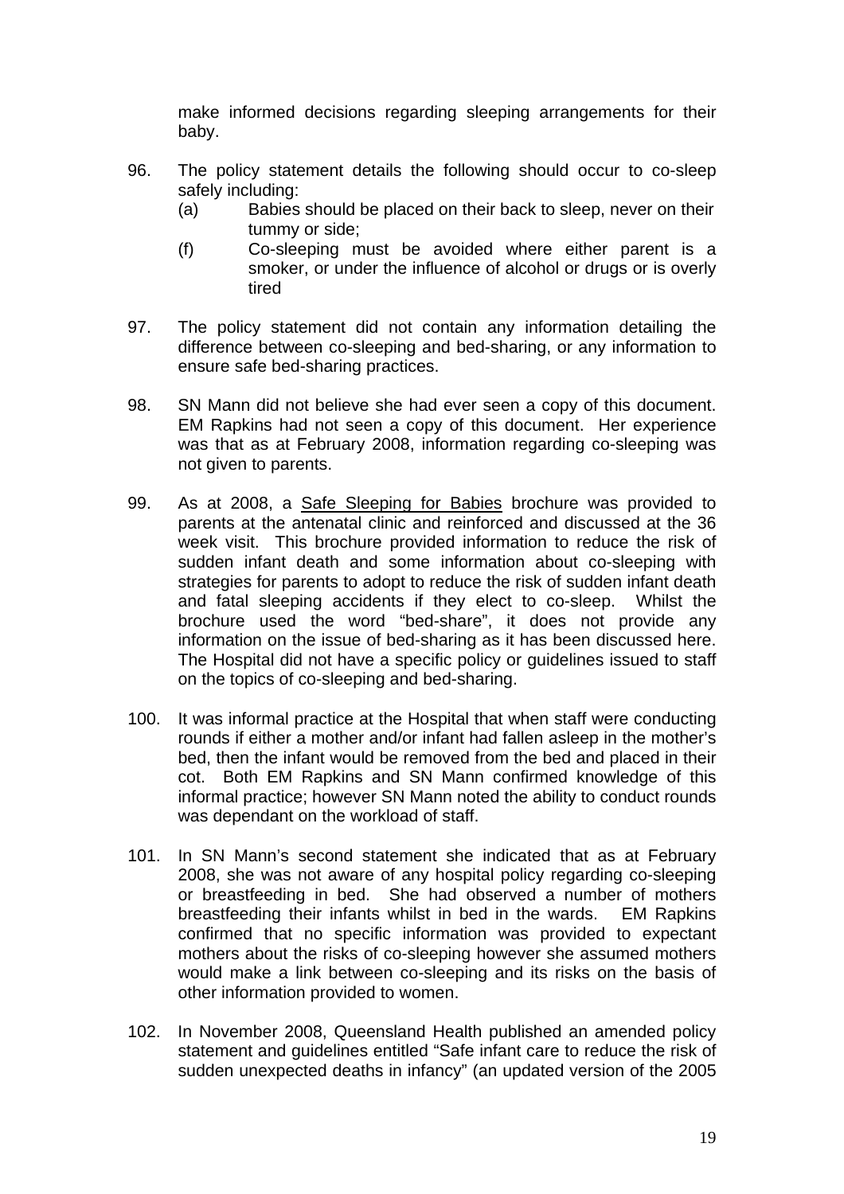make informed decisions regarding sleeping arrangements for their baby.

96. The policy statement details the following should occur to co-sleep safely including:
    (a) Babies should be placed on their back to sleep, never on their tummy or side;
    (f) Co-sleeping must be avoided where either parent is a smoker, or under the influence of alcohol or drugs or is overly tired

97. The policy statement did not contain any information detailing the difference between co-sleeping and bed-sharing, or any information to ensure safe bed-sharing practices.

98. SN Mann did not believe she had ever seen a copy of this document. EM Rapkins had not seen a copy of this document. Her experience was that as at February 2008, information regarding co-sleeping was not given to parents.

99. As at 2008, a Safe Sleeping for Babies brochure was provided to parents at the antenatal clinic and reinforced and discussed at the 36 week visit. This brochure provided information to reduce the risk of sudden infant death and some information about co-sleeping with strategies for parents to adopt to reduce the risk of sudden infant death and fatal sleeping accidents if they elect to co-sleep. Whilst the brochure used the word "bed-share", it does not provide any information on the issue of bed-sharing as it has been discussed here. The Hospital did not have a specific policy or guidelines issued to staff on the topics of co-sleeping and bed-sharing.

100. It was informal practice at the Hospital that when staff were conducting rounds if either a mother and/or infant had fallen asleep in the mother's bed, then the infant would be removed from the bed and placed in their cot. Both EM Rapkins and SN Mann confirmed knowledge of this informal practice; however SN Mann noted the ability to conduct rounds was dependant on the workload of staff.

101. In SN Mann's second statement she indicated that as at February 2008, she was not aware of any hospital policy regarding co-sleeping or breastfeeding in bed. She had observed a number of mothers breastfeeding their infants whilst in bed in the wards. EM Rapkins confirmed that no specific information was provided to expectant mothers about the risks of co-sleeping however she assumed mothers would make a link between co-sleeping and its risks on the basis of other information provided to women.

102. In November 2008, Queensland Health published an amended policy statement and guidelines entitled "Safe infant care to reduce the risk of sudden unexpected deaths in infancy" (an updated version of the 2005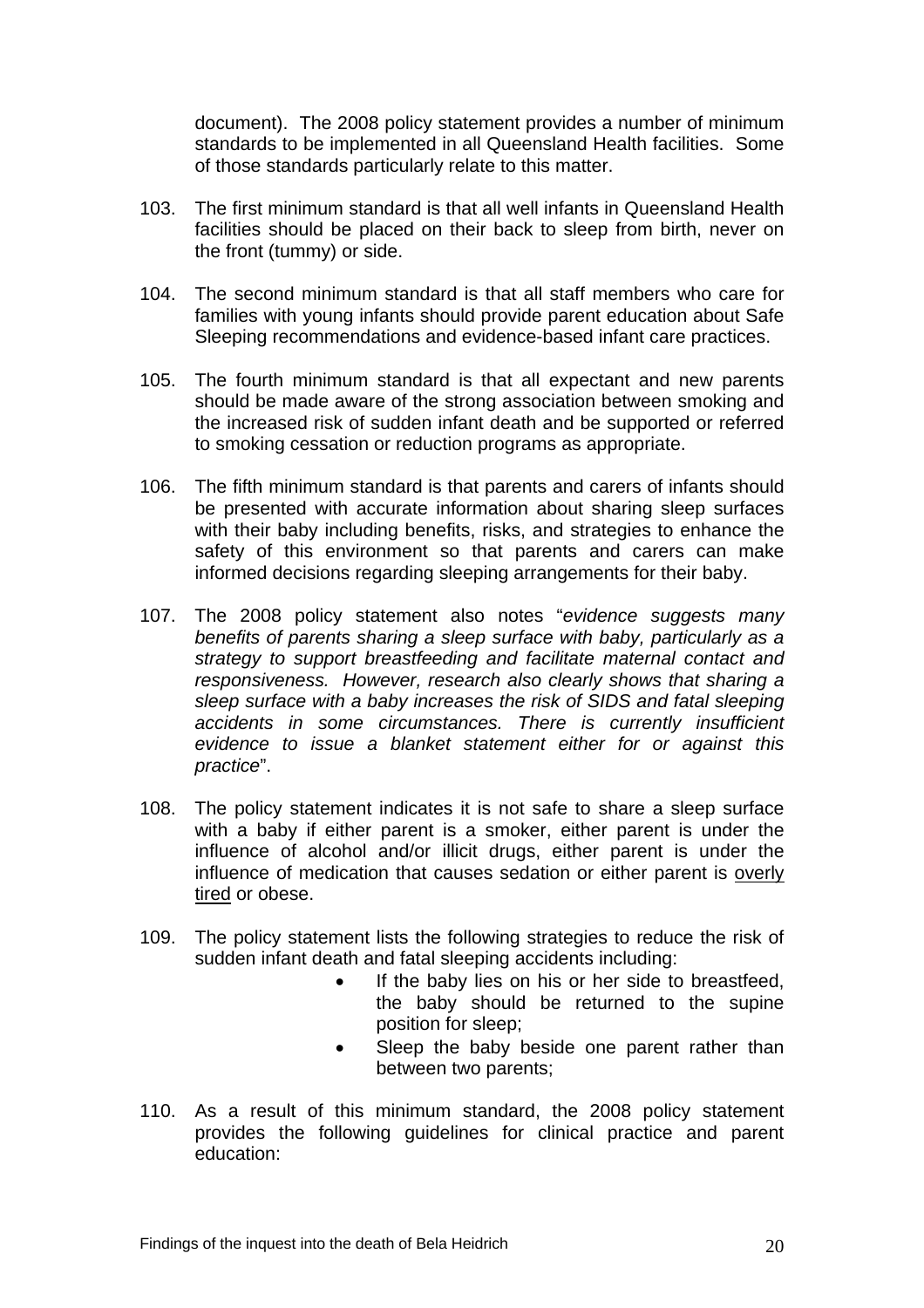document). The 2008 policy statement provides a number of minimum standards to be implemented in all Queensland Health facilities. Some of those standards particularly relate to this matter.

103. The first minimum standard is that all well infants in Queensland Health facilities should be placed on their back to sleep from birth, never on the front (tummy) or side.

104. The second minimum standard is that all staff members who care for families with young infants should provide parent education about Safe Sleeping recommendations and evidence-based infant care practices.

105. The fourth minimum standard is that all expectant and new parents should be made aware of the strong association between smoking and the increased risk of sudden infant death and be supported or referred to smoking cessation or reduction programs as appropriate.

106. The fifth minimum standard is that parents and carers of infants should be presented with accurate information about sharing sleep surfaces with their baby including benefits, risks, and strategies to enhance the safety of this environment so that parents and carers can make informed decisions regarding sleeping arrangements for their baby.

107. The 2008 policy statement also notes "*evidence suggests many benefits of parents sharing a sleep surface with baby, particularly as a strategy to support breastfeeding and facilitate maternal contact and responsiveness. However, research also clearly shows that sharing a sleep surface with a baby increases the risk of SIDS and fatal sleeping accidents in some circumstances. There is currently insufficient evidence to issue a blanket statement either for or against this practice*".

108. The policy statement indicates it is not safe to share a sleep surface with a baby if either parent is a smoker, either parent is under the influence of alcohol and/or illicit drugs, either parent is under the influence of medication that causes sedation or either parent is <u>overly tired</u> or obese.

109. The policy statement lists the following strategies to reduce the risk of sudden infant death and fatal sleeping accidents including:
    - If the baby lies on his or her side to breastfeed, the baby should be returned to the supine position for sleep;
    - Sleep the baby beside one parent rather than between two parents;

110. As a result of this minimum standard, the 2008 policy statement provides the following guidelines for clinical practice and parent education: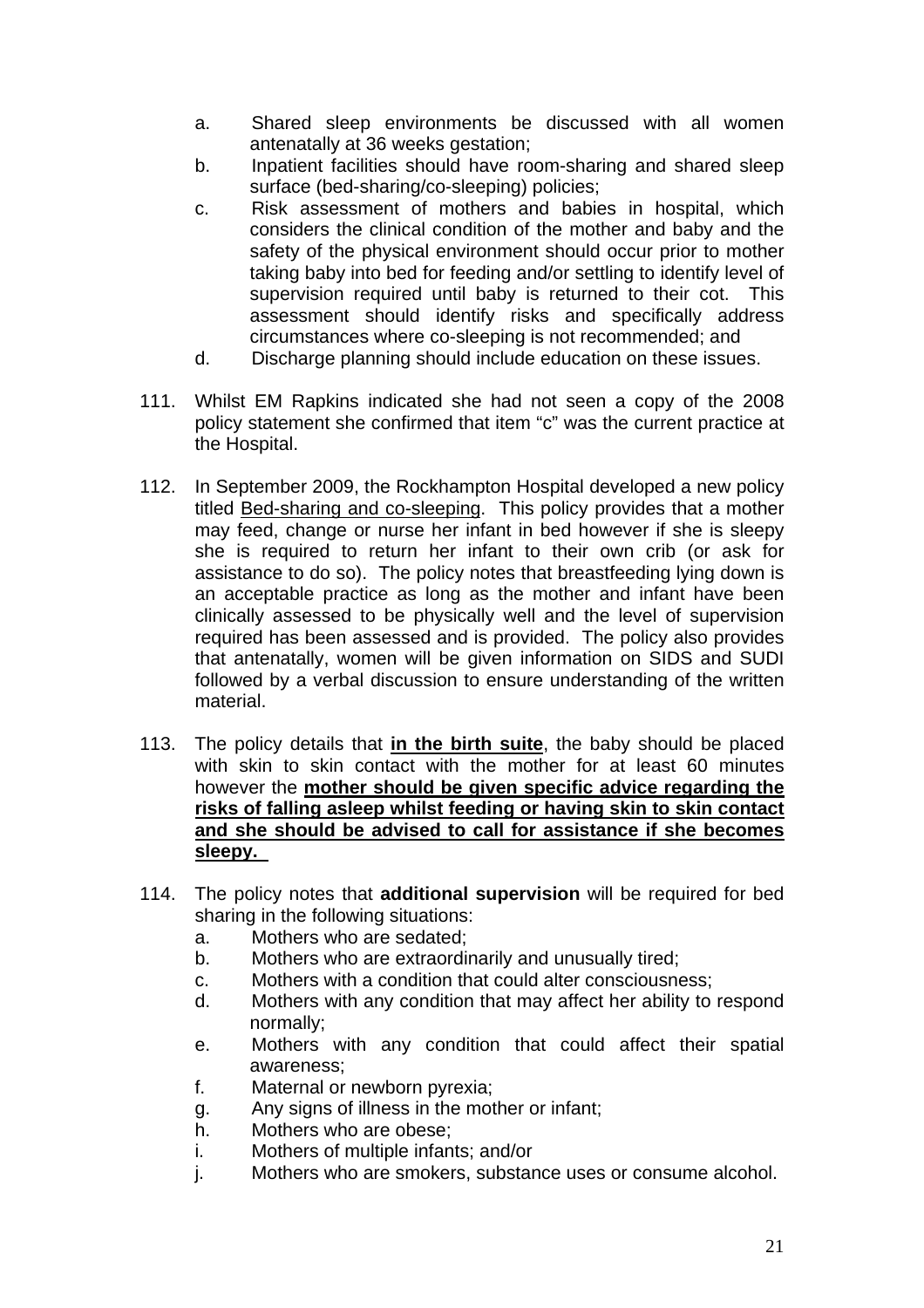a. Shared sleep environments be discussed with all women antenatally at 36 weeks gestation;
b. Inpatient facilities should have room-sharing and shared sleep surface (bed-sharing/co-sleeping) policies;
c. Risk assessment of mothers and babies in hospital, which considers the clinical condition of the mother and baby and the safety of the physical environment should occur prior to mother taking baby into bed for feeding and/or settling to identify level of supervision required until baby is returned to their cot. This assessment should identify risks and specifically address circumstances where co-sleeping is not recommended; and
d. Discharge planning should include education on these issues.

111. Whilst EM Rapkins indicated she had not seen a copy of the 2008 policy statement she confirmed that item "c" was the current practice at the Hospital.

112. In September 2009, the Rockhampton Hospital developed a new policy titled <u>Bed-sharing and co-sleeping</u>. This policy provides that a mother may feed, change or nurse her infant in bed however if she is sleepy she is required to return her infant to their own crib (or ask for assistance to do so). The policy notes that breastfeeding lying down is an acceptable practice as long as the mother and infant have been clinically assessed to be physically well and the level of supervision required has been assessed and is provided. The policy also provides that antenatally, women will be given information on SIDS and SUDI followed by a verbal discussion to ensure understanding of the written material.

113. The policy details that **<u>in the birth suite</u>**, the baby should be placed with skin to skin contact with the mother for at least 60 minutes however the **<u>mother should be given specific advice regarding the risks of falling asleep whilst feeding or having skin to skin contact and she should be advised to call for assistance if she becomes sleepy.</u>**

114. The policy notes that **additional supervision** will be required for bed sharing in the following situations:
a. Mothers who are sedated;
b. Mothers who are extraordinarily and unusually tired;
c. Mothers with a condition that could alter consciousness;
d. Mothers with any condition that may affect her ability to respond normally;
e. Mothers with any condition that could affect their spatial awareness;
f. Maternal or newborn pyrexia;
g. Any signs of illness in the mother or infant;
h. Mothers who are obese;
i. Mothers of multiple infants; and/or
j. Mothers who are smokers, substance uses or consume alcohol.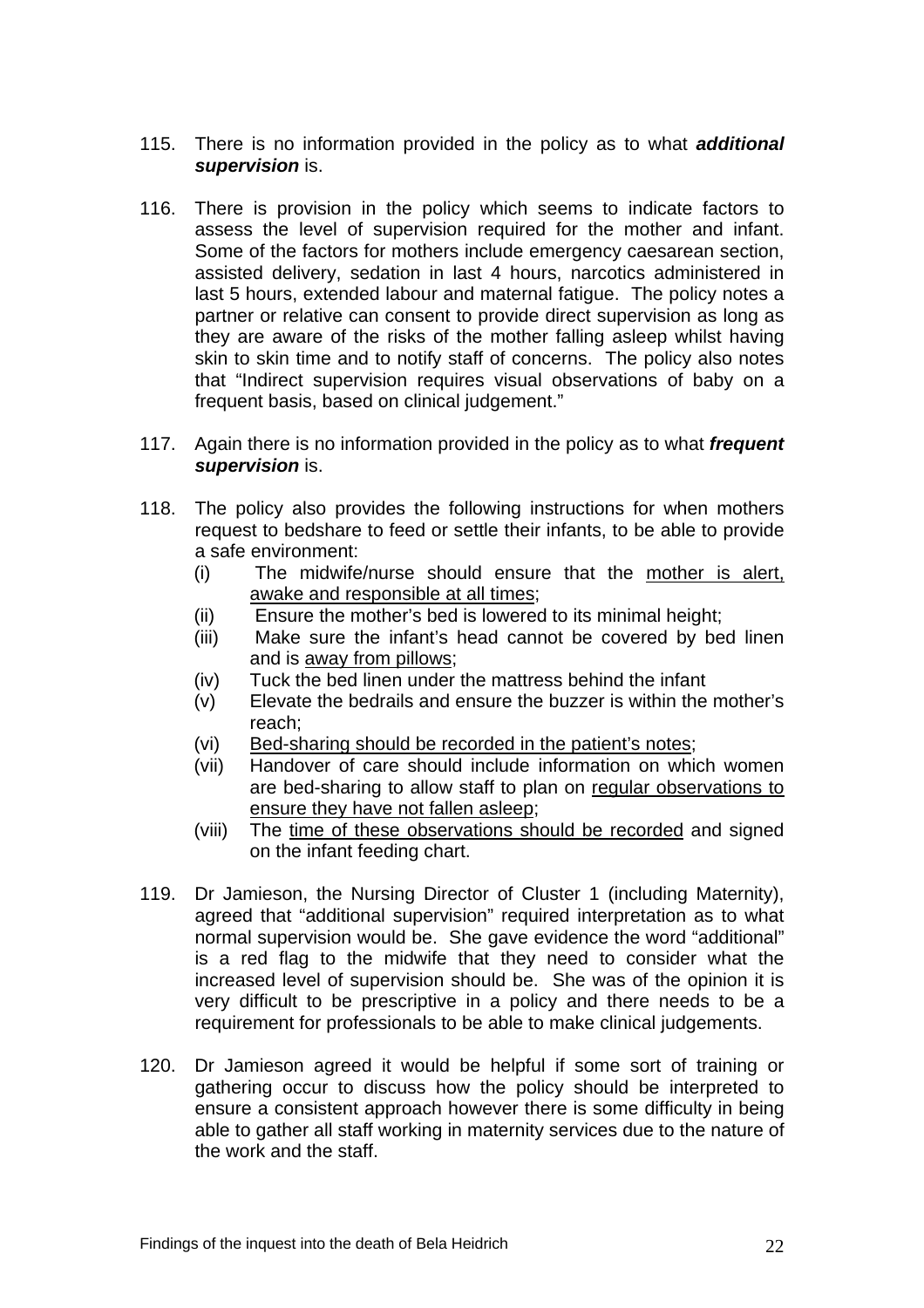115. There is no information provided in the policy as to what ***additional supervision*** is.

116. There is provision in the policy which seems to indicate factors to assess the level of supervision required for the mother and infant. Some of the factors for mothers include emergency caesarean section, assisted delivery, sedation in last 4 hours, narcotics administered in last 5 hours, extended labour and maternal fatigue. The policy notes a partner or relative can consent to provide direct supervision as long as they are aware of the risks of the mother falling asleep whilst having skin to skin time and to notify staff of concerns. The policy also notes that "Indirect supervision requires visual observations of baby on a frequent basis, based on clinical judgement."

117. Again there is no information provided in the policy as to what ***frequent supervision*** is.

118. The policy also provides the following instructions for when mothers request to bedshare to feed or settle their infants, to be able to provide a safe environment:
    - (i) The midwife/nurse should ensure that the <u>mother is alert, awake and responsible at all times</u>;
    - (ii) Ensure the mother's bed is lowered to its minimal height;
    - (iii) Make sure the infant's head cannot be covered by bed linen and is <u>away from pillows</u>;
    - (iv) Tuck the bed linen under the mattress behind the infant
    - (v) Elevate the bedrails and ensure the buzzer is within the mother's reach;
    - (vi) <u>Bed-sharing should be recorded in the patient's notes</u>;
    - (vii) Handover of care should include information on which women are bed-sharing to allow staff to plan on <u>regular observations to ensure they have not fallen asleep</u>;
    - (viii) The <u>time of these observations should be recorded</u> and signed on the infant feeding chart.

119. Dr Jamieson, the Nursing Director of Cluster 1 (including Maternity), agreed that "additional supervision" required interpretation as to what normal supervision would be. She gave evidence the word "additional" is a red flag to the midwife that they need to consider what the increased level of supervision should be. She was of the opinion it is very difficult to be prescriptive in a policy and there needs to be a requirement for professionals to be able to make clinical judgements.

120. Dr Jamieson agreed it would be helpful if some sort of training or gathering occur to discuss how the policy should be interpreted to ensure a consistent approach however there is some difficulty in being able to gather all staff working in maternity services due to the nature of the work and the staff.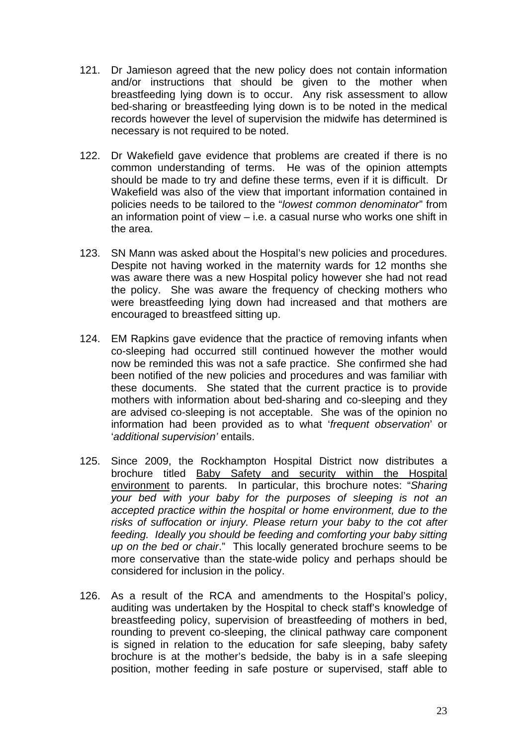121. Dr Jamieson agreed that the new policy does not contain information and/or instructions that should be given to the mother when breastfeeding lying down is to occur. Any risk assessment to allow bed-sharing or breastfeeding lying down is to be noted in the medical records however the level of supervision the midwife has determined is necessary is not required to be noted.

122. Dr Wakefield gave evidence that problems are created if there is no common understanding of terms. He was of the opinion attempts should be made to try and define these terms, even if it is difficult. Dr Wakefield was also of the view that important information contained in policies needs to be tailored to the "*lowest common denominator*" from an information point of view – i.e. a casual nurse who works one shift in the area.

123. SN Mann was asked about the Hospital's new policies and procedures. Despite not having worked in the maternity wards for 12 months she was aware there was a new Hospital policy however she had not read the policy. She was aware the frequency of checking mothers who were breastfeeding lying down had increased and that mothers are encouraged to breastfeed sitting up.

124. EM Rapkins gave evidence that the practice of removing infants when co-sleeping had occurred still continued however the mother would now be reminded this was not a safe practice. She confirmed she had been notified of the new policies and procedures and was familiar with these documents. She stated that the current practice is to provide mothers with information about bed-sharing and co-sleeping and they are advised co-sleeping is not acceptable. She was of the opinion no information had been provided as to what '*frequent observation*' or '*additional supervision'* entails.

125. Since 2009, the Rockhampton Hospital District now distributes a brochure titled <u>Baby Safety and security within the Hospital environment</u> to parents. In particular, this brochure notes: "*Sharing your bed with your baby for the purposes of sleeping is not an accepted practice within the hospital or home environment, due to the risks of suffocation or injury. Please return your baby to the cot after feeding. Ideally you should be feeding and comforting your baby sitting up on the bed or chair*." This locally generated brochure seems to be more conservative than the state-wide policy and perhaps should be considered for inclusion in the policy.

126. As a result of the RCA and amendments to the Hospital's policy, auditing was undertaken by the Hospital to check staff's knowledge of breastfeeding policy, supervision of breastfeeding of mothers in bed, rounding to prevent co-sleeping, the clinical pathway care component is signed in relation to the education for safe sleeping, baby safety brochure is at the mother's bedside, the baby is in a safe sleeping position, mother feeding in safe posture or supervised, staff able to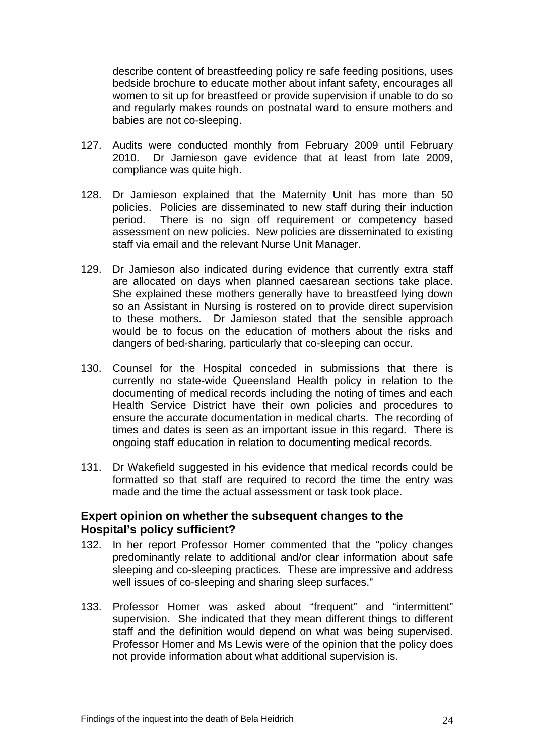describe content of breastfeeding policy re safe feeding positions, uses bedside brochure to educate mother about infant safety, encourages all women to sit up for breastfeed or provide supervision if unable to do so and regularly makes rounds on postnatal ward to ensure mothers and babies are not co-sleeping.

127. Audits were conducted monthly from February 2009 until February 2010. Dr Jamieson gave evidence that at least from late 2009, compliance was quite high.

128. Dr Jamieson explained that the Maternity Unit has more than 50 policies. Policies are disseminated to new staff during their induction period. There is no sign off requirement or competency based assessment on new policies. New policies are disseminated to existing staff via email and the relevant Nurse Unit Manager.

129. Dr Jamieson also indicated during evidence that currently extra staff are allocated on days when planned caesarean sections take place. She explained these mothers generally have to breastfeed lying down so an Assistant in Nursing is rostered on to provide direct supervision to these mothers. Dr Jamieson stated that the sensible approach would be to focus on the education of mothers about the risks and dangers of bed-sharing, particularly that co-sleeping can occur.

130. Counsel for the Hospital conceded in submissions that there is currently no state-wide Queensland Health policy in relation to the documenting of medical records including the noting of times and each Health Service District have their own policies and procedures to ensure the accurate documentation in medical charts. The recording of times and dates is seen as an important issue in this regard. There is ongoing staff education in relation to documenting medical records.

131. Dr Wakefield suggested in his evidence that medical records could be formatted so that staff are required to record the time the entry was made and the time the actual assessment or task took place.

## Expert opinion on whether the subsequent changes to the Hospital's policy sufficient?

132. In her report Professor Homer commented that the "policy changes predominantly relate to additional and/or clear information about safe sleeping and co-sleeping practices. These are impressive and address well issues of co-sleeping and sharing sleep surfaces."

133. Professor Homer was asked about "frequent" and "intermittent" supervision. She indicated that they mean different things to different staff and the definition would depend on what was being supervised. Professor Homer and Ms Lewis were of the opinion that the policy does not provide information about what additional supervision is.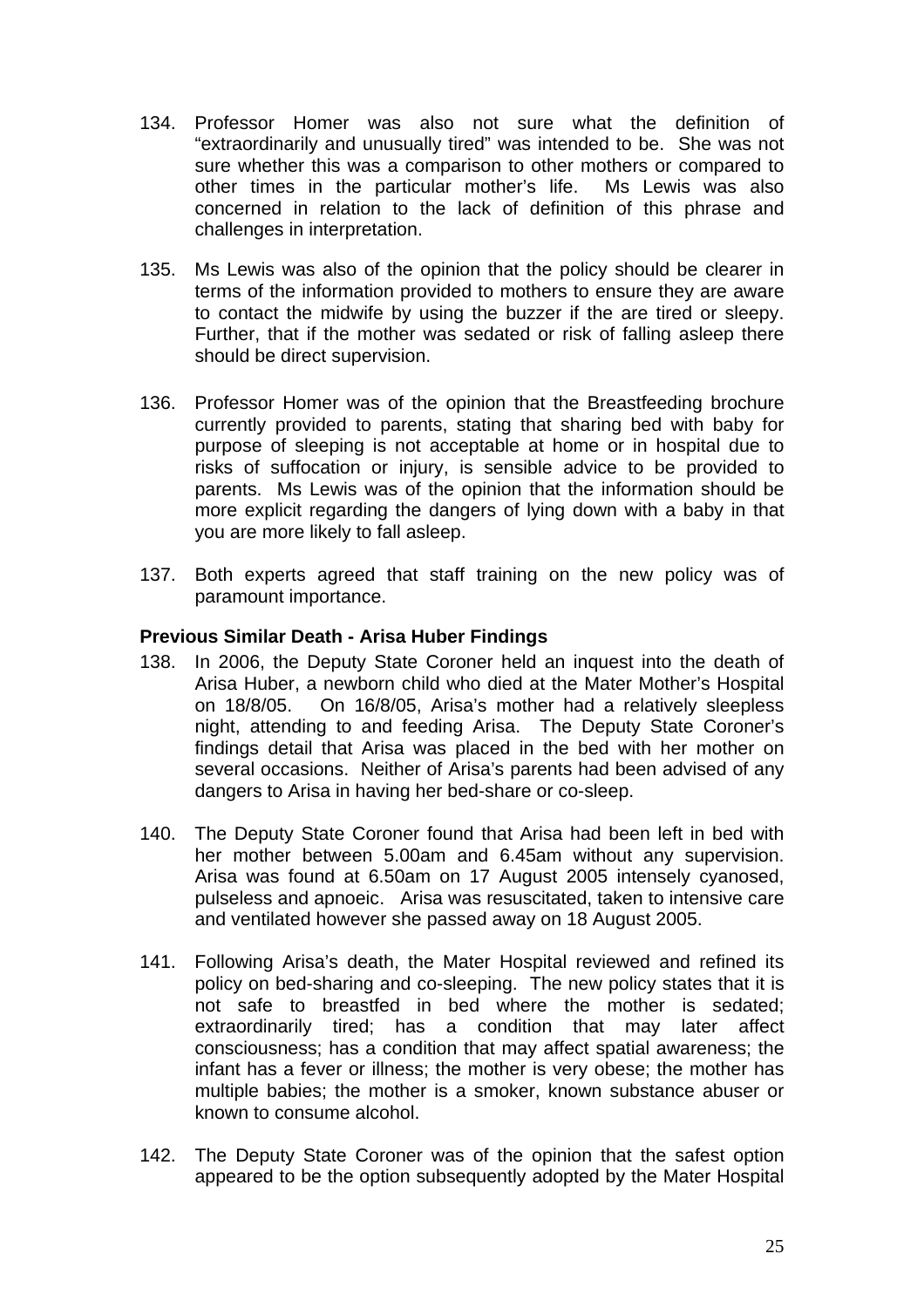134. Professor Homer was also not sure what the definition of "extraordinarily and unusually tired" was intended to be. She was not sure whether this was a comparison to other mothers or compared to other times in the particular mother's life. Ms Lewis was also concerned in relation to the lack of definition of this phrase and challenges in interpretation.

135. Ms Lewis was also of the opinion that the policy should be clearer in terms of the information provided to mothers to ensure they are aware to contact the midwife by using the buzzer if the are tired or sleepy. Further, that if the mother was sedated or risk of falling asleep there should be direct supervision.

136. Professor Homer was of the opinion that the Breastfeeding brochure currently provided to parents, stating that sharing bed with baby for purpose of sleeping is not acceptable at home or in hospital due to risks of suffocation or injury, is sensible advice to be provided to parents. Ms Lewis was of the opinion that the information should be more explicit regarding the dangers of lying down with a baby in that you are more likely to fall asleep.

137. Both experts agreed that staff training on the new policy was of paramount importance.

**Previous Similar Death - Arisa Huber Findings**

138. In 2006, the Deputy State Coroner held an inquest into the death of Arisa Huber, a newborn child who died at the Mater Mother's Hospital on 18/8/05. On 16/8/05, Arisa's mother had a relatively sleepless night, attending to and feeding Arisa. The Deputy State Coroner's findings detail that Arisa was placed in the bed with her mother on several occasions. Neither of Arisa's parents had been advised of any dangers to Arisa in having her bed-share or co-sleep.

140. The Deputy State Coroner found that Arisa had been left in bed with her mother between 5.00am and 6.45am without any supervision. Arisa was found at 6.50am on 17 August 2005 intensely cyanosed, pulseless and apnoeic. Arisa was resuscitated, taken to intensive care and ventilated however she passed away on 18 August 2005.

141. Following Arisa's death, the Mater Hospital reviewed and refined its policy on bed-sharing and co-sleeping. The new policy states that it is not safe to breastfed in bed where the mother is sedated; extraordinarily tired; has a condition that may later affect consciousness; has a condition that may affect spatial awareness; the infant has a fever or illness; the mother is very obese; the mother has multiple babies; the mother is a smoker, known substance abuser or known to consume alcohol.

142. The Deputy State Coroner was of the opinion that the safest option appeared to be the option subsequently adopted by the Mater Hospital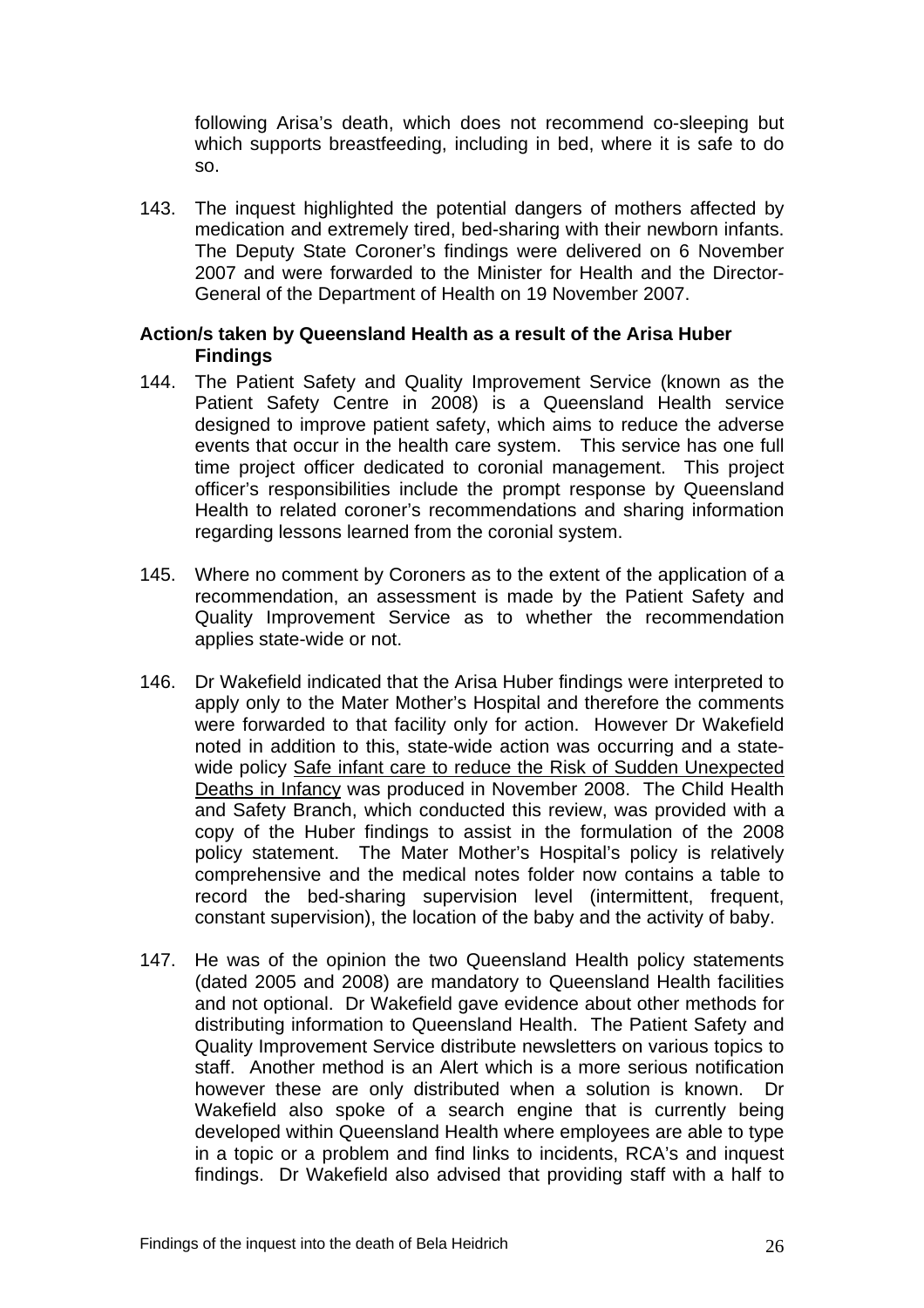following Arisa's death, which does not recommend co-sleeping but which supports breastfeeding, including in bed, where it is safe to do so.

143. The inquest highlighted the potential dangers of mothers affected by medication and extremely tired, bed-sharing with their newborn infants. The Deputy State Coroner's findings were delivered on 6 November 2007 and were forwarded to the Minister for Health and the Director-General of the Department of Health on 19 November 2007.

**Action/s taken by Queensland Health as a result of the Arisa Huber Findings**

144. The Patient Safety and Quality Improvement Service (known as the Patient Safety Centre in 2008) is a Queensland Health service designed to improve patient safety, which aims to reduce the adverse events that occur in the health care system. This service has one full time project officer dedicated to coronial management. This project officer's responsibilities include the prompt response by Queensland Health to related coroner's recommendations and sharing information regarding lessons learned from the coronial system.

145. Where no comment by Coroners as to the extent of the application of a recommendation, an assessment is made by the Patient Safety and Quality Improvement Service as to whether the recommendation applies state-wide or not.

146. Dr Wakefield indicated that the Arisa Huber findings were interpreted to apply only to the Mater Mother's Hospital and therefore the comments were forwarded to that facility only for action. However Dr Wakefield noted in addition to this, state-wide action was occurring and a state-wide policy <u>Safe infant care to reduce the Risk of Sudden Unexpected Deaths in Infancy</u> was produced in November 2008. The Child Health and Safety Branch, which conducted this review, was provided with a copy of the Huber findings to assist in the formulation of the 2008 policy statement. The Mater Mother's Hospital's policy is relatively comprehensive and the medical notes folder now contains a table to record the bed-sharing supervision level (intermittent, frequent, constant supervision), the location of the baby and the activity of baby.

147. He was of the opinion the two Queensland Health policy statements (dated 2005 and 2008) are mandatory to Queensland Health facilities and not optional. Dr Wakefield gave evidence about other methods for distributing information to Queensland Health. The Patient Safety and Quality Improvement Service distribute newsletters on various topics to staff. Another method is an Alert which is a more serious notification however these are only distributed when a solution is known. Dr Wakefield also spoke of a search engine that is currently being developed within Queensland Health where employees are able to type in a topic or a problem and find links to incidents, RCA's and inquest findings. Dr Wakefield also advised that providing staff with a half to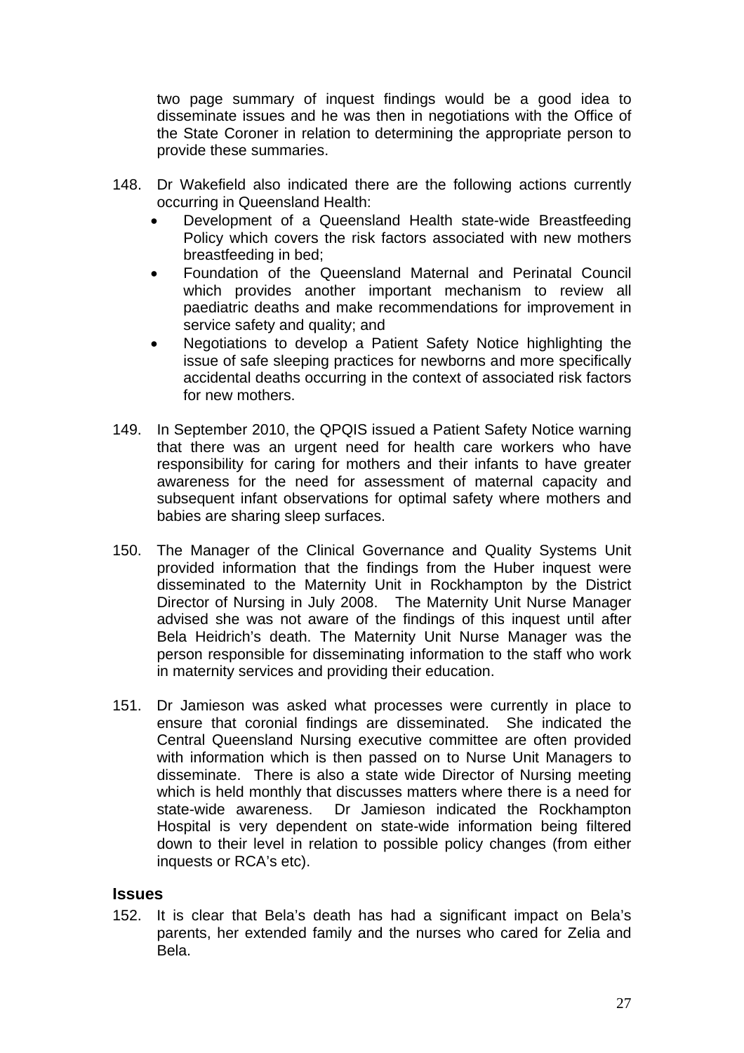two page summary of inquest findings would be a good idea to disseminate issues and he was then in negotiations with the Office of the State Coroner in relation to determining the appropriate person to provide these summaries.

148. Dr Wakefield also indicated there are the following actions currently occurring in Queensland Health:
    - Development of a Queensland Health state-wide Breastfeeding Policy which covers the risk factors associated with new mothers breastfeeding in bed;
    - Foundation of the Queensland Maternal and Perinatal Council which provides another important mechanism to review all paediatric deaths and make recommendations for improvement in service safety and quality; and
    - Negotiations to develop a Patient Safety Notice highlighting the issue of safe sleeping practices for newborns and more specifically accidental deaths occurring in the context of associated risk factors for new mothers.

149. In September 2010, the QPQIS issued a Patient Safety Notice warning that there was an urgent need for health care workers who have responsibility for caring for mothers and their infants to have greater awareness for the need for assessment of maternal capacity and subsequent infant observations for optimal safety where mothers and babies are sharing sleep surfaces.

150. The Manager of the Clinical Governance and Quality Systems Unit provided information that the findings from the Huber inquest were disseminated to the Maternity Unit in Rockhampton by the District Director of Nursing in July 2008. The Maternity Unit Nurse Manager advised she was not aware of the findings of this inquest until after Bela Heidrich's death. The Maternity Unit Nurse Manager was the person responsible for disseminating information to the staff who work in maternity services and providing their education.

151. Dr Jamieson was asked what processes were currently in place to ensure that coronial findings are disseminated. She indicated the Central Queensland Nursing executive committee are often provided with information which is then passed on to Nurse Unit Managers to disseminate. There is also a state wide Director of Nursing meeting which is held monthly that discusses matters where there is a need for state-wide awareness. Dr Jamieson indicated the Rockhampton Hospital is very dependent on state-wide information being filtered down to their level in relation to possible policy changes (from either inquests or RCA's etc).

## Issues

152. It is clear that Bela's death has had a significant impact on Bela's parents, her extended family and the nurses who cared for Zelia and Bela.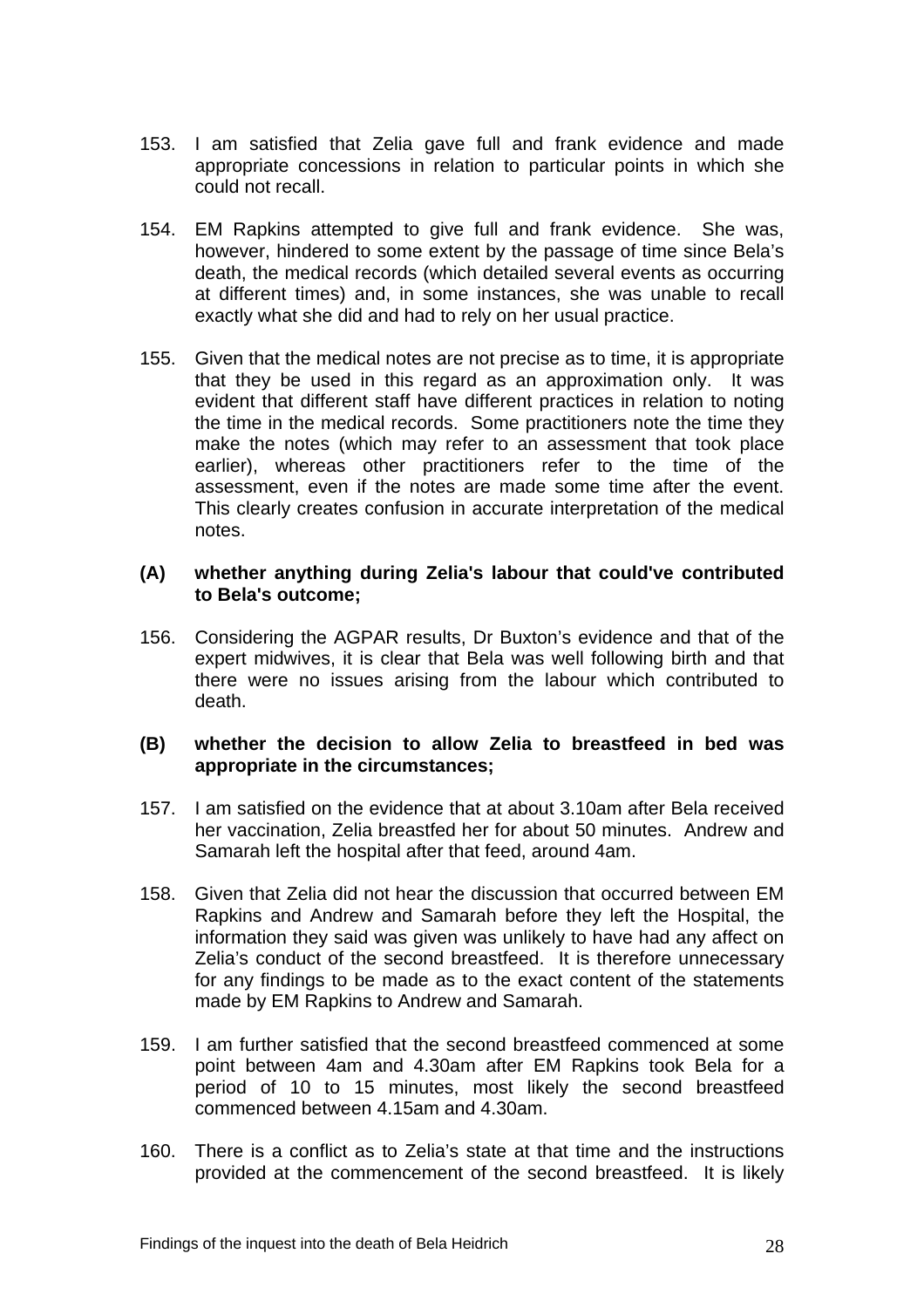153. I am satisfied that Zelia gave full and frank evidence and made appropriate concessions in relation to particular points in which she could not recall.

154. EM Rapkins attempted to give full and frank evidence. She was, however, hindered to some extent by the passage of time since Bela's death, the medical records (which detailed several events as occurring at different times) and, in some instances, she was unable to recall exactly what she did and had to rely on her usual practice.

155. Given that the medical notes are not precise as to time, it is appropriate that they be used in this regard as an approximation only. It was evident that different staff have different practices in relation to noting the time in the medical records. Some practitioners note the time they make the notes (which may refer to an assessment that took place earlier), whereas other practitioners refer to the time of the assessment, even if the notes are made some time after the event. This clearly creates confusion in accurate interpretation of the medical notes.

**(A) whether anything during Zelia's labour that could've contributed to Bela's outcome;**

156. Considering the AGPAR results, Dr Buxton's evidence and that of the expert midwives, it is clear that Bela was well following birth and that there were no issues arising from the labour which contributed to death.

**(B) whether the decision to allow Zelia to breastfeed in bed was appropriate in the circumstances;**

157. I am satisfied on the evidence that at about 3.10am after Bela received her vaccination, Zelia breastfed her for about 50 minutes. Andrew and Samarah left the hospital after that feed, around 4am.

158. Given that Zelia did not hear the discussion that occurred between EM Rapkins and Andrew and Samarah before they left the Hospital, the information they said was given was unlikely to have had any affect on Zelia's conduct of the second breastfeed. It is therefore unnecessary for any findings to be made as to the exact content of the statements made by EM Rapkins to Andrew and Samarah.

159. I am further satisfied that the second breastfeed commenced at some point between 4am and 4.30am after EM Rapkins took Bela for a period of 10 to 15 minutes, most likely the second breastfeed commenced between 4.15am and 4.30am.

160. There is a conflict as to Zelia's state at that time and the instructions provided at the commencement of the second breastfeed. It is likely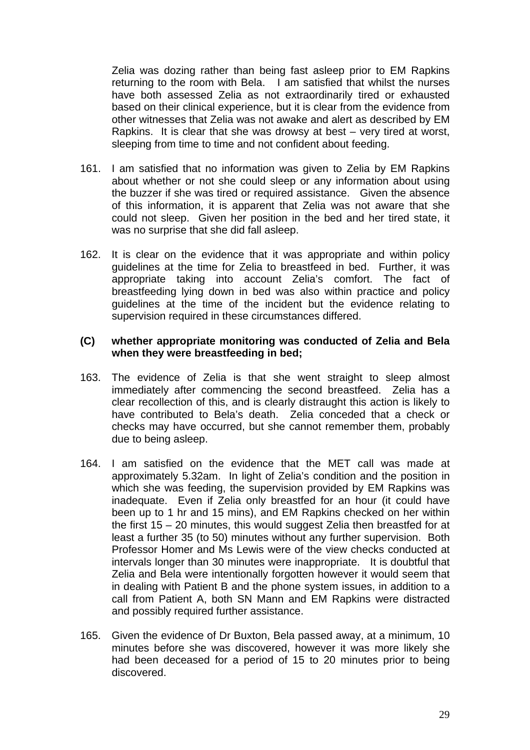Zelia was dozing rather than being fast asleep prior to EM Rapkins returning to the room with Bela. I am satisfied that whilst the nurses have both assessed Zelia as not extraordinarily tired or exhausted based on their clinical experience, but it is clear from the evidence from other witnesses that Zelia was not awake and alert as described by EM Rapkins. It is clear that she was drowsy at best – very tired at worst, sleeping from time to time and not confident about feeding.

161. I am satisfied that no information was given to Zelia by EM Rapkins about whether or not she could sleep or any information about using the buzzer if she was tired or required assistance. Given the absence of this information, it is apparent that Zelia was not aware that she could not sleep. Given her position in the bed and her tired state, it was no surprise that she did fall asleep.

162. It is clear on the evidence that it was appropriate and within policy guidelines at the time for Zelia to breastfeed in bed. Further, it was appropriate taking into account Zelia's comfort. The fact of breastfeeding lying down in bed was also within practice and policy guidelines at the time of the incident but the evidence relating to supervision required in these circumstances differed.

**(C) whether appropriate monitoring was conducted of Zelia and Bela when they were breastfeeding in bed;**

163. The evidence of Zelia is that she went straight to sleep almost immediately after commencing the second breastfeed. Zelia has a clear recollection of this, and is clearly distraught this action is likely to have contributed to Bela's death. Zelia conceded that a check or checks may have occurred, but she cannot remember them, probably due to being asleep.

164. I am satisfied on the evidence that the MET call was made at approximately 5.32am. In light of Zelia's condition and the position in which she was feeding, the supervision provided by EM Rapkins was inadequate. Even if Zelia only breastfed for an hour (it could have been up to 1 hr and 15 mins), and EM Rapkins checked on her within the first 15 – 20 minutes, this would suggest Zelia then breastfed for at least a further 35 (to 50) minutes without any further supervision. Both Professor Homer and Ms Lewis were of the view checks conducted at intervals longer than 30 minutes were inappropriate. It is doubtful that Zelia and Bela were intentionally forgotten however it would seem that in dealing with Patient B and the phone system issues, in addition to a call from Patient A, both SN Mann and EM Rapkins were distracted and possibly required further assistance.

165. Given the evidence of Dr Buxton, Bela passed away, at a minimum, 10 minutes before she was discovered, however it was more likely she had been deceased for a period of 15 to 20 minutes prior to being discovered.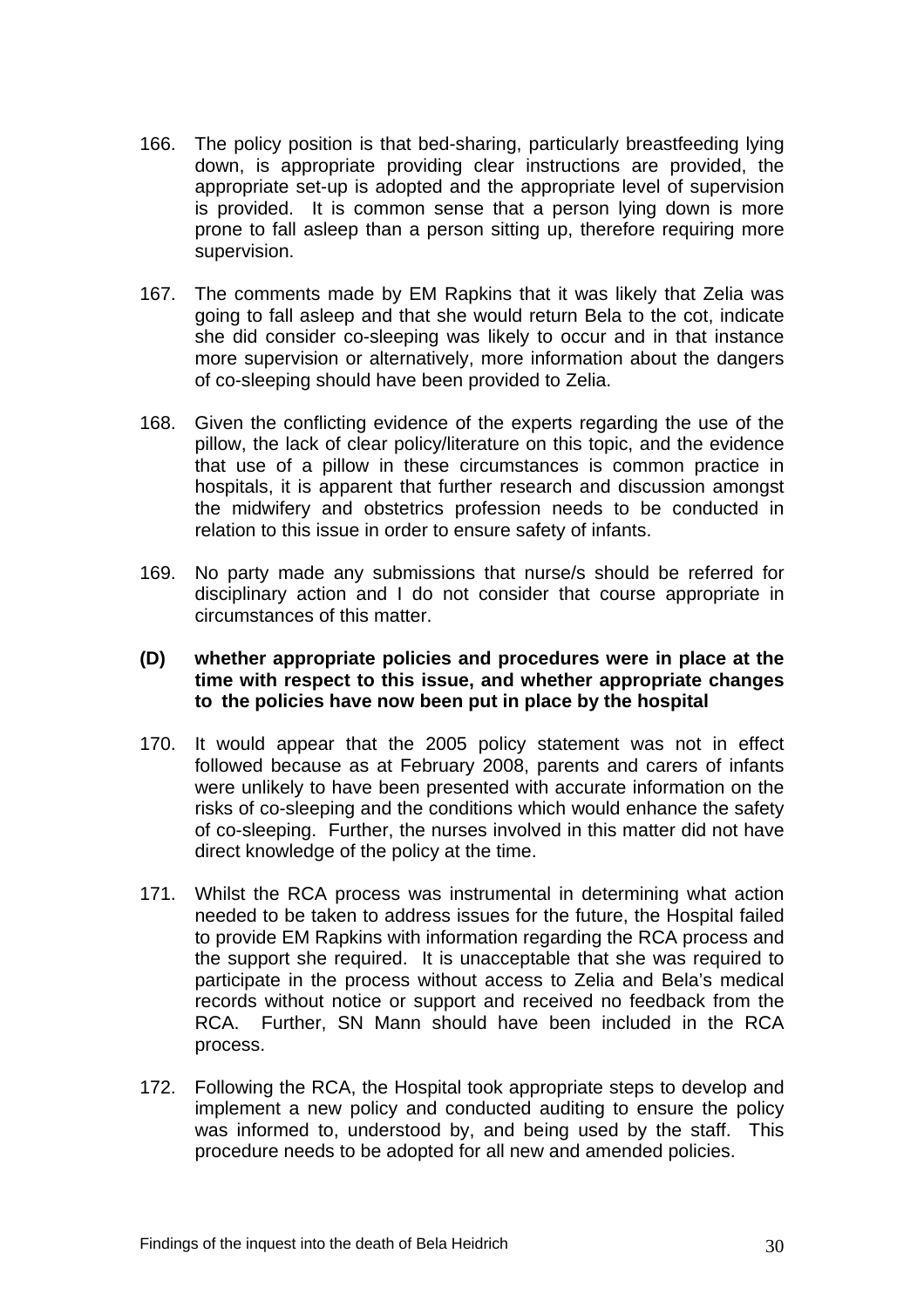166. The policy position is that bed-sharing, particularly breastfeeding lying down, is appropriate providing clear instructions are provided, the appropriate set-up is adopted and the appropriate level of supervision is provided. It is common sense that a person lying down is more prone to fall asleep than a person sitting up, therefore requiring more supervision.

167. The comments made by EM Rapkins that it was likely that Zelia was going to fall asleep and that she would return Bela to the cot, indicate she did consider co-sleeping was likely to occur and in that instance more supervision or alternatively, more information about the dangers of co-sleeping should have been provided to Zelia.

168. Given the conflicting evidence of the experts regarding the use of the pillow, the lack of clear policy/literature on this topic, and the evidence that use of a pillow in these circumstances is common practice in hospitals, it is apparent that further research and discussion amongst the midwifery and obstetrics profession needs to be conducted in relation to this issue in order to ensure safety of infants.

169. No party made any submissions that nurse/s should be referred for disciplinary action and I do not consider that course appropriate in circumstances of this matter.

**(D) whether appropriate policies and procedures were in place at the time with respect to this issue, and whether appropriate changes to the policies have now been put in place by the hospital**

170. It would appear that the 2005 policy statement was not in effect followed because as at February 2008, parents and carers of infants were unlikely to have been presented with accurate information on the risks of co-sleeping and the conditions which would enhance the safety of co-sleeping. Further, the nurses involved in this matter did not have direct knowledge of the policy at the time.

171. Whilst the RCA process was instrumental in determining what action needed to be taken to address issues for the future, the Hospital failed to provide EM Rapkins with information regarding the RCA process and the support she required. It is unacceptable that she was required to participate in the process without access to Zelia and Bela's medical records without notice or support and received no feedback from the RCA. Further, SN Mann should have been included in the RCA process.

172. Following the RCA, the Hospital took appropriate steps to develop and implement a new policy and conducted auditing to ensure the policy was informed to, understood by, and being used by the staff. This procedure needs to be adopted for all new and amended policies.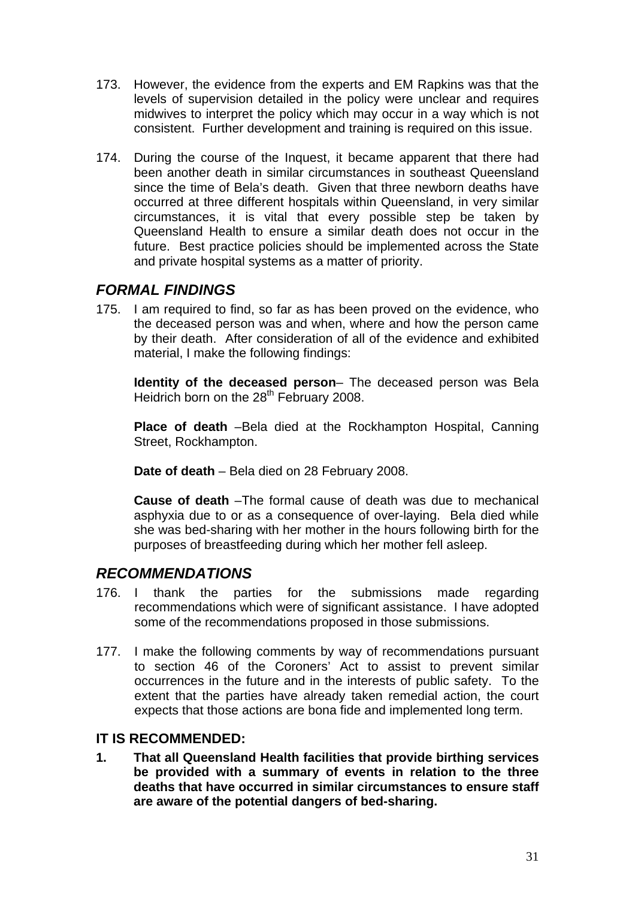173. However, the evidence from the experts and EM Rapkins was that the levels of supervision detailed in the policy were unclear and requires midwives to interpret the policy which may occur in a way which is not consistent. Further development and training is required on this issue.

174. During the course of the Inquest, it became apparent that there had been another death in similar circumstances in southeast Queensland since the time of Bela's death. Given that three newborn deaths have occurred at three different hospitals within Queensland, in very similar circumstances, it is vital that every possible step be taken by Queensland Health to ensure a similar death does not occur in the future. Best practice policies should be implemented across the State and private hospital systems as a matter of priority.

## *FORMAL FINDINGS*

175. I am required to find, so far as has been proved on the evidence, who the deceased person was and when, where and how the person came by their death. After consideration of all of the evidence and exhibited material, I make the following findings:

    **Identity of the deceased person**– The deceased person was Bela Heidrich born on the 28th February 2008.

    **Place of death** –Bela died at the Rockhampton Hospital, Canning Street, Rockhampton.

    **Date of death** – Bela died on 28 February 2008.

    **Cause of death** –The formal cause of death was due to mechanical asphyxia due to or as a consequence of over-laying. Bela died while she was bed-sharing with her mother in the hours following birth for the purposes of breastfeeding during which her mother fell asleep.

## *RECOMMENDATIONS*

176. I thank the parties for the submissions made regarding recommendations which were of significant assistance. I have adopted some of the recommendations proposed in those submissions.

177. I make the following comments by way of recommendations pursuant to section 46 of the Coroners' Act to assist to prevent similar occurrences in the future and in the interests of public safety. To the extent that the parties have already taken remedial action, the court expects that those actions are bona fide and implemented long term.

### IT IS RECOMMENDED:

**1. That all Queensland Health facilities that provide birthing services be provided with a summary of events in relation to the three deaths that have occurred in similar circumstances to ensure staff are aware of the potential dangers of bed-sharing.**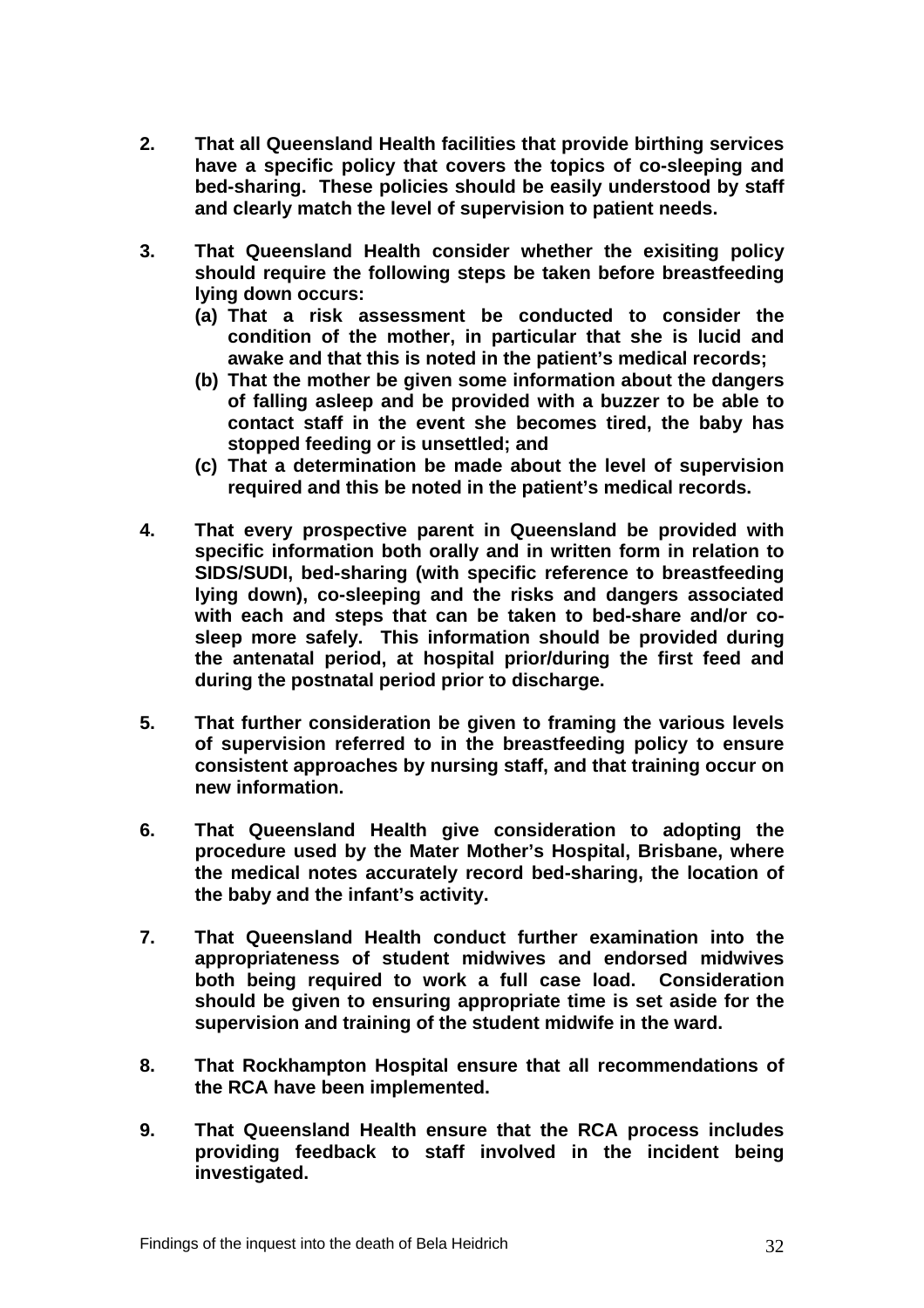**2. That all Queensland Health facilities that provide birthing services have a specific policy that covers the topics of co-sleeping and bed-sharing. These policies should be easily understood by staff and clearly match the level of supervision to patient needs.**

**3. That Queensland Health consider whether the exisiting policy should require the following steps be taken before breastfeeding lying down occurs:**

**(a) That a risk assessment be conducted to consider the condition of the mother, in particular that she is lucid and awake and that this is noted in the patient's medical records;**

**(b) That the mother be given some information about the dangers of falling asleep and be provided with a buzzer to be able to contact staff in the event she becomes tired, the baby has stopped feeding or is unsettled; and**

**(c) That a determination be made about the level of supervision required and this be noted in the patient's medical records.**

**4. That every prospective parent in Queensland be provided with specific information both orally and in written form in relation to SIDS/SUDI, bed-sharing (with specific reference to breastfeeding lying down), co-sleeping and the risks and dangers associated with each and steps that can be taken to bed-share and/or co-sleep more safely. This information should be provided during the antenatal period, at hospital prior/during the first feed and during the postnatal period prior to discharge.**

**5. That further consideration be given to framing the various levels of supervision referred to in the breastfeeding policy to ensure consistent approaches by nursing staff, and that training occur on new information.**

**6. That Queensland Health give consideration to adopting the procedure used by the Mater Mother's Hospital, Brisbane, where the medical notes accurately record bed-sharing, the location of the baby and the infant's activity.**

**7. That Queensland Health conduct further examination into the appropriateness of student midwives and endorsed midwives both being required to work a full case load. Consideration should be given to ensuring appropriate time is set aside for the supervision and training of the student midwife in the ward.**

**8. That Rockhampton Hospital ensure that all recommendations of the RCA have been implemented.**

**9. That Queensland Health ensure that the RCA process includes providing feedback to staff involved in the incident being investigated.**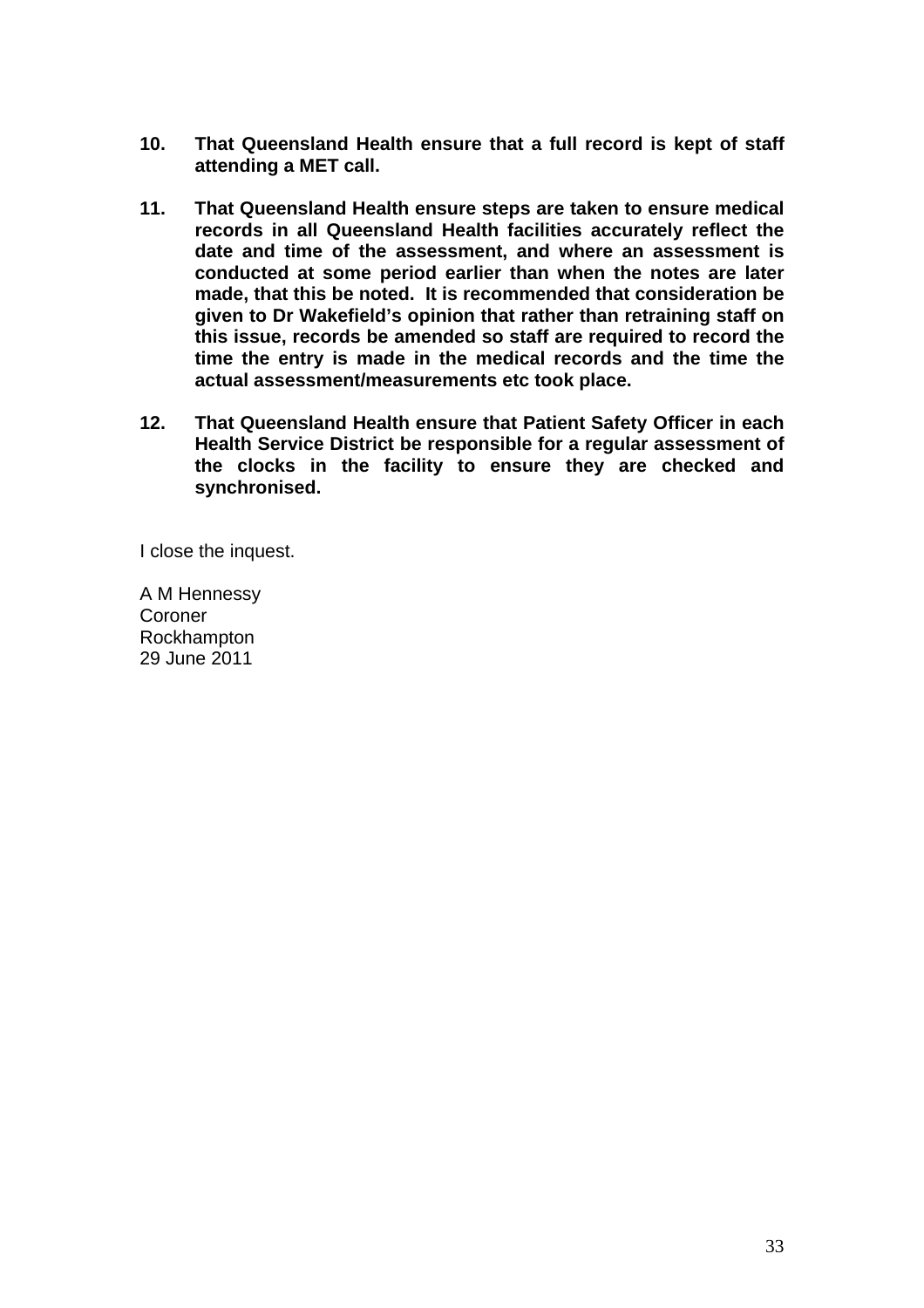**10. That Queensland Health ensure that a full record is kept of staff attending a MET call.**

**11. That Queensland Health ensure steps are taken to ensure medical records in all Queensland Health facilities accurately reflect the date and time of the assessment, and where an assessment is conducted at some period earlier than when the notes are later made, that this be noted. It is recommended that consideration be given to Dr Wakefield's opinion that rather than retraining staff on this issue, records be amended so staff are required to record the time the entry is made in the medical records and the time the actual assessment/measurements etc took place.**

**12. That Queensland Health ensure that Patient Safety Officer in each Health Service District be responsible for a regular assessment of the clocks in the facility to ensure they are checked and synchronised.**

I close the inquest.

A M Hennessy
Coroner
Rockhampton
29 June 2011